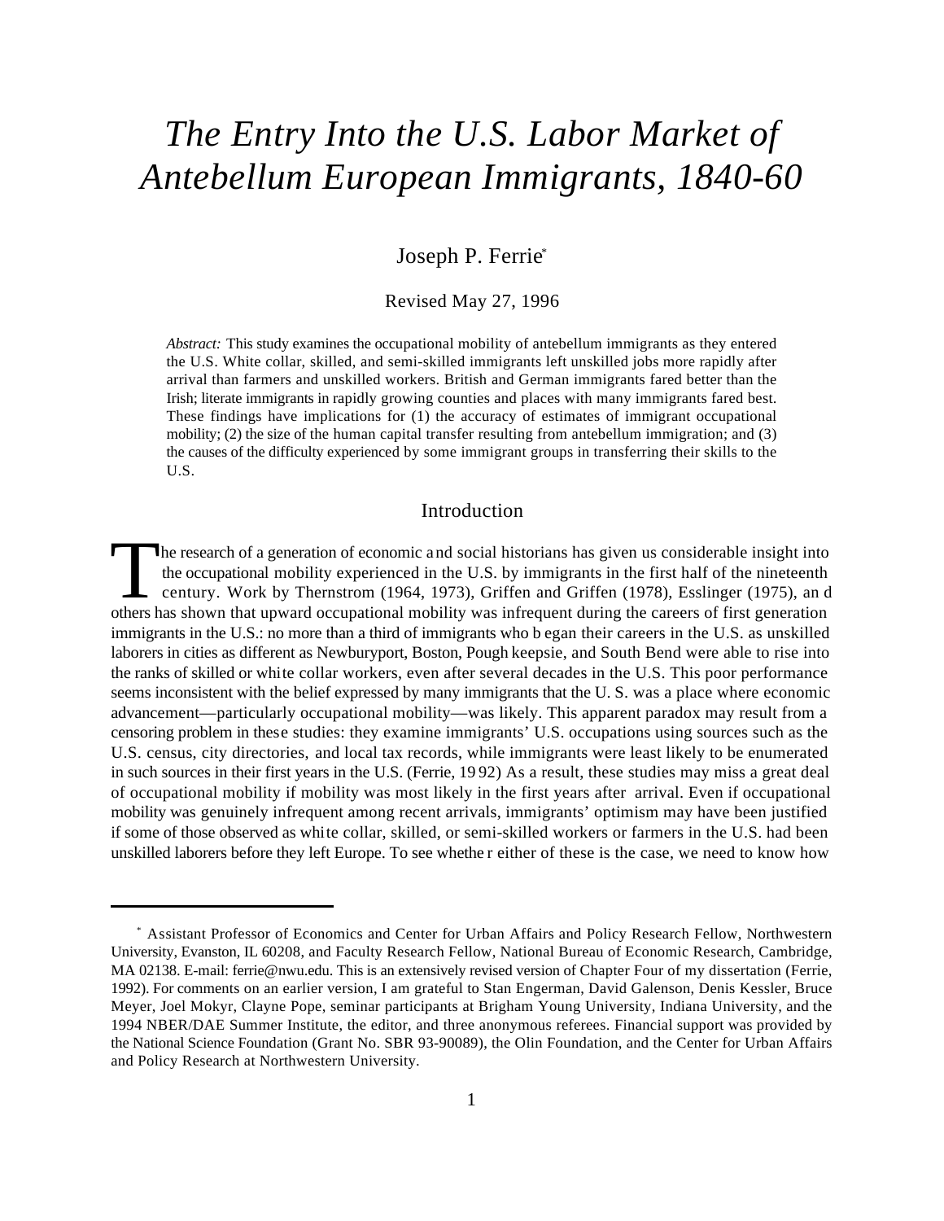# *The Entry Into the U.S. Labor Market of Antebellum European Immigrants, 1840-60*

Joseph P. Ferrie*

Revised May 27, 1996

*Abstract:* This study examines the occupational mobility of antebellum immigrants as they entered the U.S. White collar, skilled, and semi-skilled immigrants left unskilled jobs more rapidly after arrival than farmers and unskilled workers. British and German immigrants fared better than the Irish; literate immigrants in rapidly growing counties and places with many immigrants fared best. These findings have implications for (1) the accuracy of estimates of immigrant occupational mobility; (2) the size of the human capital transfer resulting from antebellum immigration; and (3) the causes of the difficulty experienced by some immigrant groups in transferring their skills to the U.S.

## Introduction

The research of a generation of economic and social historians has given us considerable insight into the occupational mobility experienced in the U.S. by immigrants in the first half of the nineteenth century. Work by Thernstrom (1964, 1973), Griffen and Griffen (1978), Esslinger (1975), and others has shown that upward occupational mobility was infrequent during the careers of first generation immigrants in the U.S.: no more than a third of immigrants who began their careers in the U.S. as unskilled laborers in cities as different as Newburyport, Boston, Poughkeepsie, and South Bend were able to rise into the ranks of skilled or white collar workers, even after several decades in the U.S. This poor performance seems inconsistent with the belief expressed by many immigrants that the U. S. was a place where economic advancement—particularly occupational mobility—was likely. This apparent paradox may result from a censoring problem in these studies: they examine immigrants' U.S. occupations using sources such as the U.S. census, city directories, and local tax records, while immigrants were least likely to be enumerated in such sources in their first years in the U.S. (Ferrie, 1992) As a result, these studies may miss a great deal of occupational mobility if mobility was most likely in the first years after arrival. Even if occupational mobility was genuinely infrequent among recent arrivals, immigrants' optimism may have been justified if some of those observed as white collar, skilled, or semi-skilled workers or farmers in the U.S. had been unskilled laborers before they left Europe. To see whether either of these is the case, we need to know how

---

\* Assistant Professor of Economics and Center for Urban Affairs and Policy Research Fellow, Northwestern University, Evanston, IL 60208, and Faculty Research Fellow, National Bureau of Economic Research, Cambridge, MA 02138. E-mail: ferrie@nwu.edu. This is an extensively revised version of Chapter Four of my dissertation (Ferrie, 1992). For comments on an earlier version, I am grateful to Stan Engerman, David Galenson, Denis Kessler, Bruce Meyer, Joel Mokyr, Clayne Pope, seminar participants at Brigham Young University, Indiana University, and the 1994 NBER/DAE Summer Institute, the editor, and three anonymous referees. Financial support was provided by the National Science Foundation (Grant No. SBR 93-90089), the Olin Foundation, and the Center for Urban Affairs and Policy Research at Northwestern University.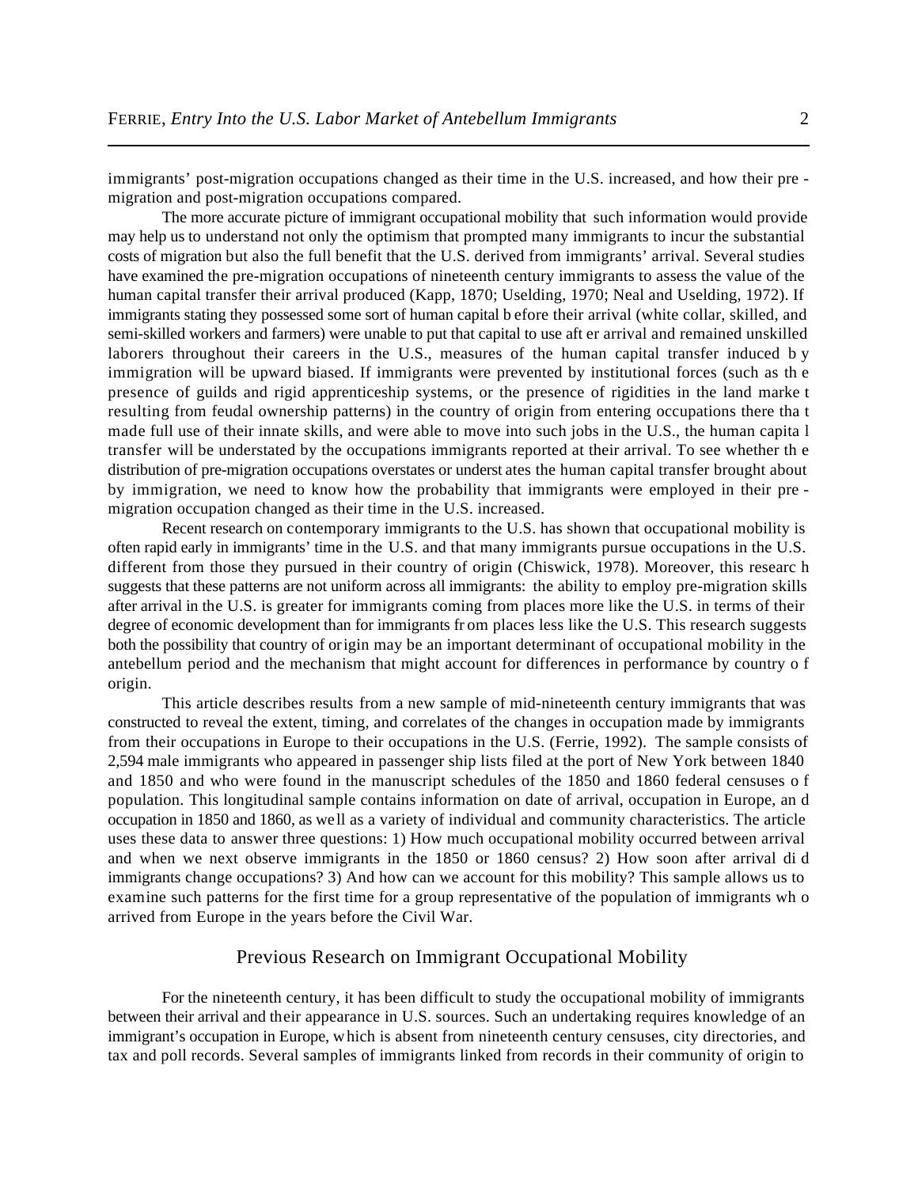immigrants' post-migration occupations changed as their time in the U.S. increased, and how their pre-migration and post-migration occupations compared.

The more accurate picture of immigrant occupational mobility that such information would provide may help us to understand not only the optimism that prompted many immigrants to incur the substantial costs of migration but also the full benefit that the U.S. derived from immigrants' arrival. Several studies have examined the pre-migration occupations of nineteenth century immigrants to assess the value of the human capital transfer their arrival produced (Kapp, 1870; Uselding, 1970; Neal and Uselding, 1972). If immigrants stating they possessed some sort of human capital before their arrival (white collar, skilled, and semi-skilled workers and farmers) were unable to put that capital to use after arrival and remained unskilled laborers throughout their careers in the U.S., measures of the human capital transfer induced by immigration will be upward biased. If immigrants were prevented by institutional forces (such as the presence of guilds and rigid apprenticeship systems, or the presence of rigidities in the land market resulting from feudal ownership patterns) in the country of origin from entering occupations there that made full use of their innate skills, and were able to move into such jobs in the U.S., the human capital transfer will be understated by the occupations immigrants reported at their arrival. To see whether the distribution of pre-migration occupations overstates or understates the human capital transfer brought about by immigration, we need to know how the probability that immigrants were employed in their pre-migration occupation changed as their time in the U.S. increased.

Recent research on contemporary immigrants to the U.S. has shown that occupational mobility is often rapid early in immigrants' time in the U.S. and that many immigrants pursue occupations in the U.S. different from those they pursued in their country of origin (Chiswick, 1978). Moreover, this research suggests that these patterns are not uniform across all immigrants: the ability to employ pre-migration skills after arrival in the U.S. is greater for immigrants coming from places more like the U.S. in terms of their degree of economic development than for immigrants from places less like the U.S. This research suggests both the possibility that country of origin may be an important determinant of occupational mobility in the antebellum period and the mechanism that might account for differences in performance by country of origin.

This article describes results from a new sample of mid-nineteenth century immigrants that was constructed to reveal the extent, timing, and correlates of the changes in occupation made by immigrants from their occupations in Europe to their occupations in the U.S. (Ferrie, 1992). The sample consists of 2,594 male immigrants who appeared in passenger ship lists filed at the port of New York between 1840 and 1850 and who were found in the manuscript schedules of the 1850 and 1860 federal censuses of population. This longitudinal sample contains information on date of arrival, occupation in Europe, and occupation in 1850 and 1860, as well as a variety of individual and community characteristics. The article uses these data to answer three questions: 1) How much occupational mobility occurred between arrival and when we next observe immigrants in the 1850 or 1860 census? 2) How soon after arrival did immigrants change occupations? 3) And how can we account for this mobility? This sample allows us to examine such patterns for the first time for a group representative of the population of immigrants who arrived from Europe in the years before the Civil War.

## Previous Research on Immigrant Occupational Mobility

For the nineteenth century, it has been difficult to study the occupational mobility of immigrants between their arrival and their appearance in U.S. sources. Such an undertaking requires knowledge of an immigrant's occupation in Europe, which is absent from nineteenth century censuses, city directories, and tax and poll records. Several samples of immigrants linked from records in their community of origin to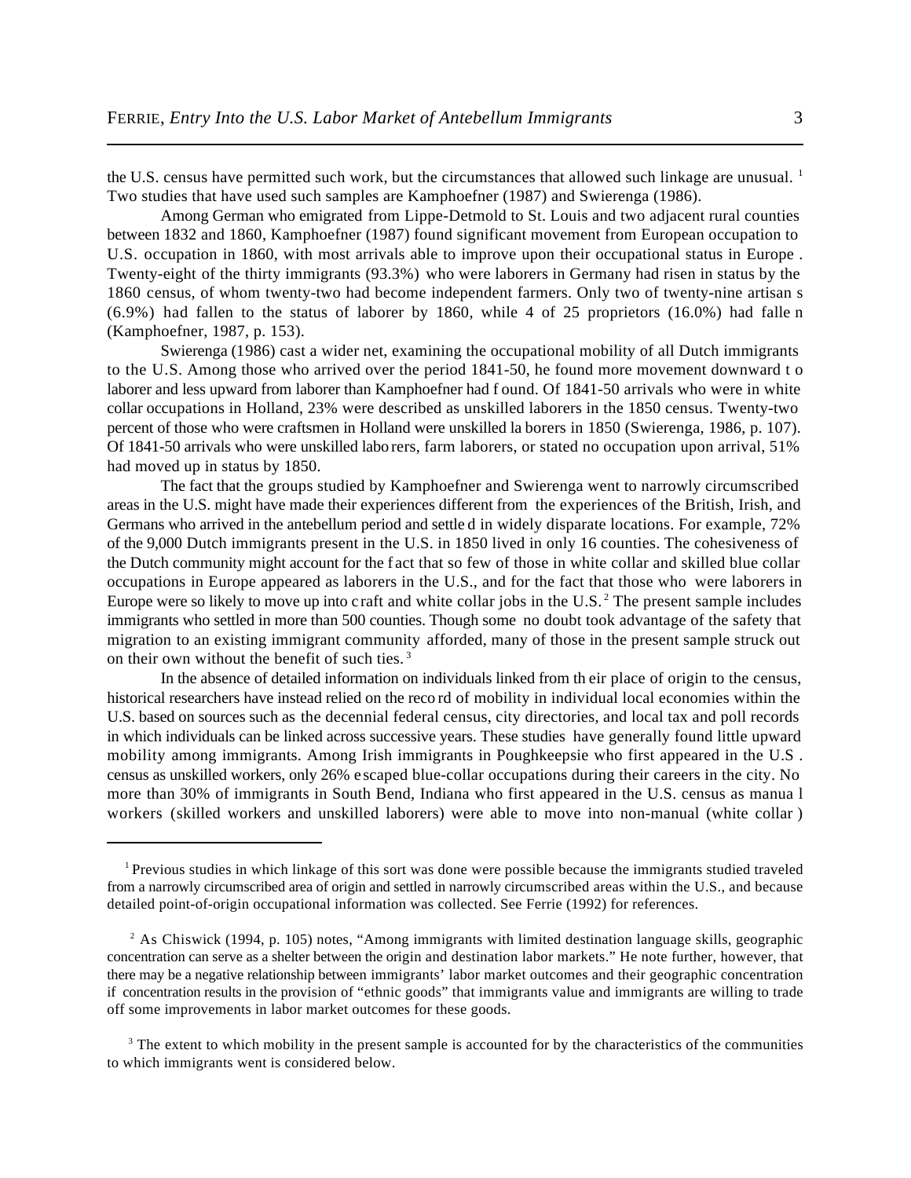the U.S. census have permitted such work, but the circumstances that allowed such linkage are unusual. [1] Two studies that have used such samples are Kamphoefner (1987) and Swierenga (1986).

Among German who emigrated from Lippe-Detmold to St. Louis and two adjacent rural counties between 1832 and 1860, Kamphoefner (1987) found significant movement from European occupation to U.S. occupation in 1860, with most arrivals able to improve upon their occupational status in Europe. Twenty-eight of the thirty immigrants (93.3%) who were laborers in Germany had risen in status by the 1860 census, of whom twenty-two had become independent farmers. Only two of twenty-nine artisans (6.9%) had fallen to the status of laborer by 1860, while 4 of 25 proprietors (16.0%) had fallen (Kamphoefner, 1987, p. 153).

Swierenga (1986) cast a wider net, examining the occupational mobility of all Dutch immigrants to the U.S. Among those who arrived over the period 1841-50, he found more movement downward to laborer and less upward from laborer than Kamphoefner had found. Of 1841-50 arrivals who were in white collar occupations in Holland, 23% were described as unskilled laborers in the 1850 census. Twenty-two percent of those who were craftsmen in Holland were unskilled laborers in 1850 (Swierenga, 1986, p. 107). Of 1841-50 arrivals who were unskilled laborers, farm laborers, or stated no occupation upon arrival, 51% had moved up in status by 1850.

The fact that the groups studied by Kamphoefner and Swierenga went to narrowly circumscribed areas in the U.S. might have made their experiences different from the experiences of the British, Irish, and Germans who arrived in the antebellum period and settled in widely disparate locations. For example, 72% of the 9,000 Dutch immigrants present in the U.S. in 1850 lived in only 16 counties. The cohesiveness of the Dutch community might account for the fact that so few of those in white collar and skilled blue collar occupations in Europe appeared as laborers in the U.S., and for the fact that those who were laborers in Europe were so likely to move up into craft and white collar jobs in the U.S.[2] The present sample includes immigrants who settled in more than 500 counties. Though some no doubt took advantage of the safety that migration to an existing immigrant community afforded, many of those in the present sample struck out on their own without the benefit of such ties.[3]

In the absence of detailed information on individuals linked from their place of origin to the census, historical researchers have instead relied on the record of mobility in individual local economies within the U.S. based on sources such as the decennial federal census, city directories, and local tax and poll records in which individuals can be linked across successive years. These studies have generally found little upward mobility among immigrants. Among Irish immigrants in Poughkeepsie who first appeared in the U.S. census as unskilled workers, only 26% escaped blue-collar occupations during their careers in the city. No more than 30% of immigrants in South Bend, Indiana who first appeared in the U.S. census as manual workers (skilled workers and unskilled laborers) were able to move into non-manual (white collar)

---

[1] Previous studies in which linkage of this sort was done were possible because the immigrants studied traveled from a narrowly circumscribed area of origin and settled in narrowly circumscribed areas within the U.S., and because detailed point-of-origin occupational information was collected. See Ferrie (1992) for references.

[2] As Chiswick (1994, p. 105) notes, "Among immigrants with limited destination language skills, geographic concentration can serve as a shelter between the origin and destination labor markets." He note further, however, that there may be a negative relationship between immigrants' labor market outcomes and their geographic concentration if concentration results in the provision of "ethnic goods" that immigrants value and immigrants are willing to trade off some improvements in labor market outcomes for these goods.

[3] The extent to which mobility in the present sample is accounted for by the characteristics of the communities to which immigrants went is considered below.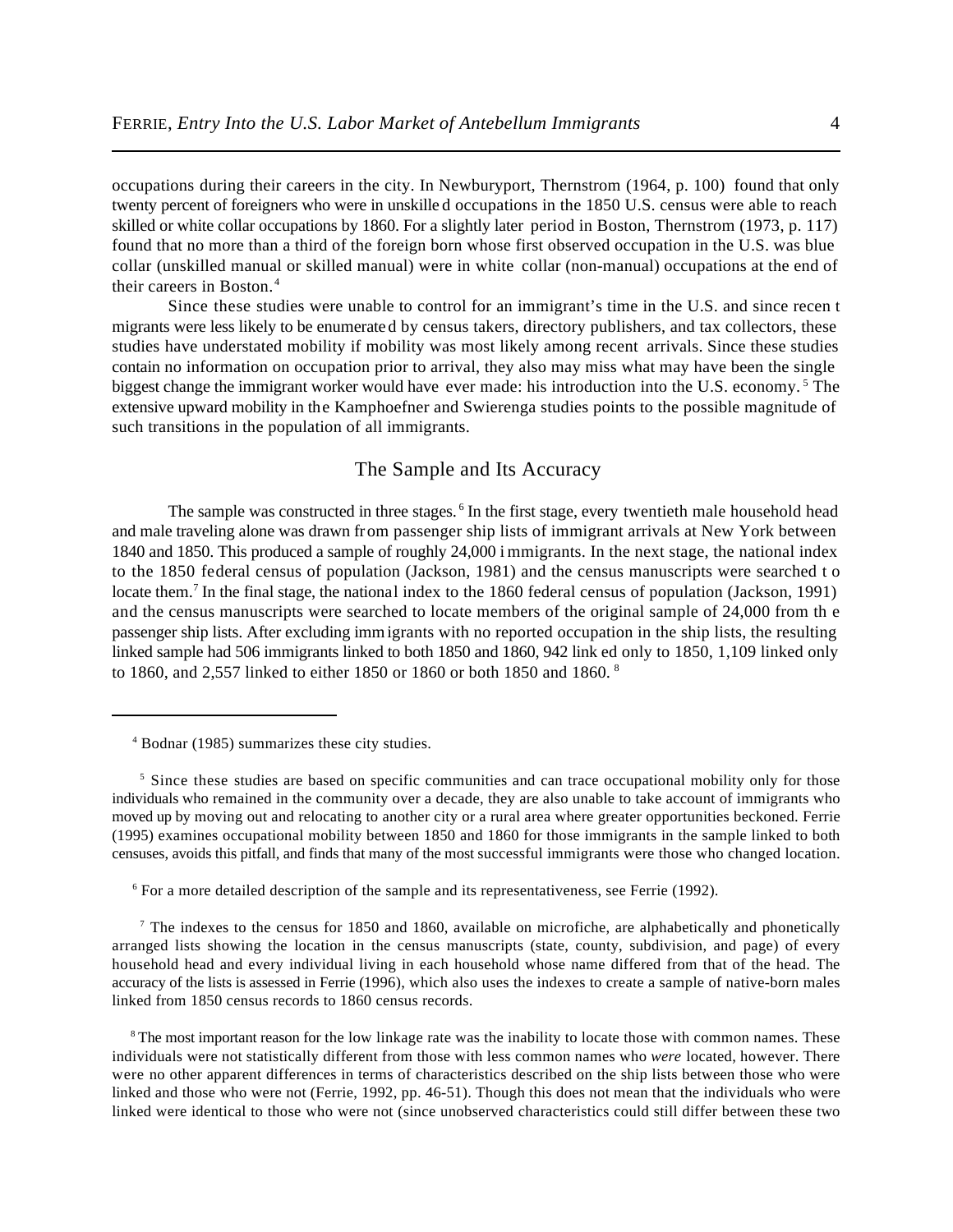occupations during their careers in the city. In Newburyport, Thernstrom (1964, p. 100) found that only twenty percent of foreigners who were in unskilled occupations in the 1850 U.S. census were able to reach skilled or white collar occupations by 1860. For a slightly later period in Boston, Thernstrom (1973, p. 117) found that no more than a third of the foreign born whose first observed occupation in the U.S. was blue collar (unskilled manual or skilled manual) were in white collar (non-manual) occupations at the end of their careers in Boston.[4]

Since these studies were unable to control for an immigrant's time in the U.S. and since recent migrants were less likely to be enumerated by census takers, directory publishers, and tax collectors, these studies have understated mobility if mobility was most likely among recent arrivals. Since these studies contain no information on occupation prior to arrival, they also may miss what may have been the single biggest change the immigrant worker would have ever made: his introduction into the U.S. economy.[5] The extensive upward mobility in the Kamphoefner and Swierenga studies points to the possible magnitude of such transitions in the population of all immigrants.

## The Sample and Its Accuracy

The sample was constructed in three stages.[6] In the first stage, every twentieth male household head and male traveling alone was drawn from passenger ship lists of immigrant arrivals at New York between 1840 and 1850. This produced a sample of roughly 24,000 immigrants. In the next stage, the national index to the 1850 federal census of population (Jackson, 1981) and the census manuscripts were searched to locate them.[7] In the final stage, the national index to the 1860 federal census of population (Jackson, 1991) and the census manuscripts were searched to locate members of the original sample of 24,000 from the passenger ship lists. After excluding immigrants with no reported occupation in the ship lists, the resulting linked sample had 506 immigrants linked to both 1850 and 1860, 942 linked only to 1850, 1,109 linked only to 1860, and 2,557 linked to either 1850 or 1860 or both 1850 and 1860.[8]

---

[4] Bodnar (1985) summarizes these city studies.

[5] Since these studies are based on specific communities and can trace occupational mobility only for those individuals who remained in the community over a decade, they are also unable to take account of immigrants who moved up by moving out and relocating to another city or a rural area where greater opportunities beckoned. Ferrie (1995) examines occupational mobility between 1850 and 1860 for those immigrants in the sample linked to both censuses, avoids this pitfall, and finds that many of the most successful immigrants were those who changed location.

[6] For a more detailed description of the sample and its representativeness, see Ferrie (1992).

[7] The indexes to the census for 1850 and 1860, available on microfiche, are alphabetically and phonetically arranged lists showing the location in the census manuscripts (state, county, subdivision, and page) of every household head and every individual living in each household whose name differed from that of the head. The accuracy of the lists is assessed in Ferrie (1996), which also uses the indexes to create a sample of native-born males linked from 1850 census records to 1860 census records.

[8] The most important reason for the low linkage rate was the inability to locate those with common names. These individuals were not statistically different from those with less common names who *were* located, however. There were no other apparent differences in terms of characteristics described on the ship lists between those who were linked and those who were not (Ferrie, 1992, pp. 46-51). Though this does not mean that the individuals who were linked were identical to those who were not (since unobserved characteristics could still differ between these two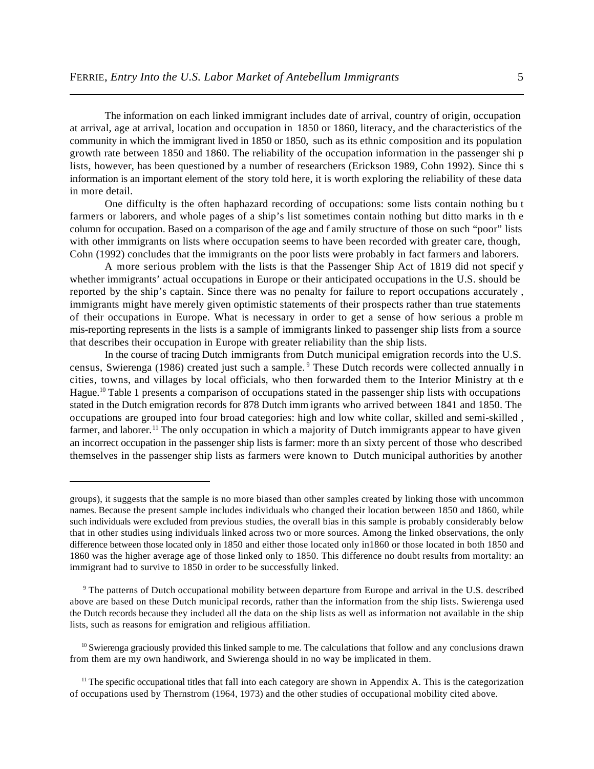The information on each linked immigrant includes date of arrival, country of origin, occupation at arrival, age at arrival, location and occupation in 1850 or 1860, literacy, and the characteristics of the community in which the immigrant lived in 1850 or 1850, such as its ethnic composition and its population growth rate between 1850 and 1860. The reliability of the occupation information in the passenger ship lists, however, has been questioned by a number of researchers (Erickson 1989, Cohn 1992). Since this information is an important element of the story told here, it is worth exploring the reliability of these data in more detail.

One difficulty is the often haphazard recording of occupations: some lists contain nothing but farmers or laborers, and whole pages of a ship's list sometimes contain nothing but ditto marks in the column for occupation. Based on a comparison of the age and family structure of those on such "poor" lists with other immigrants on lists where occupation seems to have been recorded with greater care, though, Cohn (1992) concludes that the immigrants on the poor lists were probably in fact farmers and laborers.

A more serious problem with the lists is that the Passenger Ship Act of 1819 did not specify whether immigrants' actual occupations in Europe or their anticipated occupations in the U.S. should be reported by the ship's captain. Since there was no penalty for failure to report occupations accurately, immigrants might have merely given optimistic statements of their prospects rather than true statements of their occupations in Europe. What is necessary in order to get a sense of how serious a problem mis-reporting represents in the lists is a sample of immigrants linked to passenger ship lists from a source that describes their occupation in Europe with greater reliability than the ship lists.

In the course of tracing Dutch immigrants from Dutch municipal emigration records into the U.S. census, Swierenga (1986) created just such a sample.[9] These Dutch records were collected annually in cities, towns, and villages by local officials, who then forwarded them to the Interior Ministry at the Hague.[10] Table 1 presents a comparison of occupations stated in the passenger ship lists with occupations stated in the Dutch emigration records for 878 Dutch immigrants who arrived between 1841 and 1850. The occupations are grouped into four broad categories: high and low white collar, skilled and semi-skilled, farmer, and laborer.[11] The only occupation in which a majority of Dutch immigrants appear to have given an incorrect occupation in the passenger ship lists is farmer: more than sixty percent of those who described themselves in the passenger ship lists as farmers were known to Dutch municipal authorities by another

---

groups), it suggests that the sample is no more biased than other samples created by linking those with uncommon names. Because the present sample includes individuals who changed their location between 1850 and 1860, while such individuals were excluded from previous studies, the overall bias in this sample is probably considerably below that in other studies using individuals linked across two or more sources. Among the linked observations, the only difference between those located only in 1850 and either those located only in1860 or those located in both 1850 and 1860 was the higher average age of those linked only to 1850. This difference no doubt results from mortality: an immigrant had to survive to 1850 in order to be successfully linked.

[9] The patterns of Dutch occupational mobility between departure from Europe and arrival in the U.S. described above are based on these Dutch municipal records, rather than the information from the ship lists. Swierenga used the Dutch records because they included all the data on the ship lists as well as information not available in the ship lists, such as reasons for emigration and religious affiliation.

[10] Swierenga graciously provided this linked sample to me. The calculations that follow and any conclusions drawn from them are my own handiwork, and Swierenga should in no way be implicated in them.

[11] The specific occupational titles that fall into each category are shown in Appendix A. This is the categorization of occupations used by Thernstrom (1964, 1973) and the other studies of occupational mobility cited above.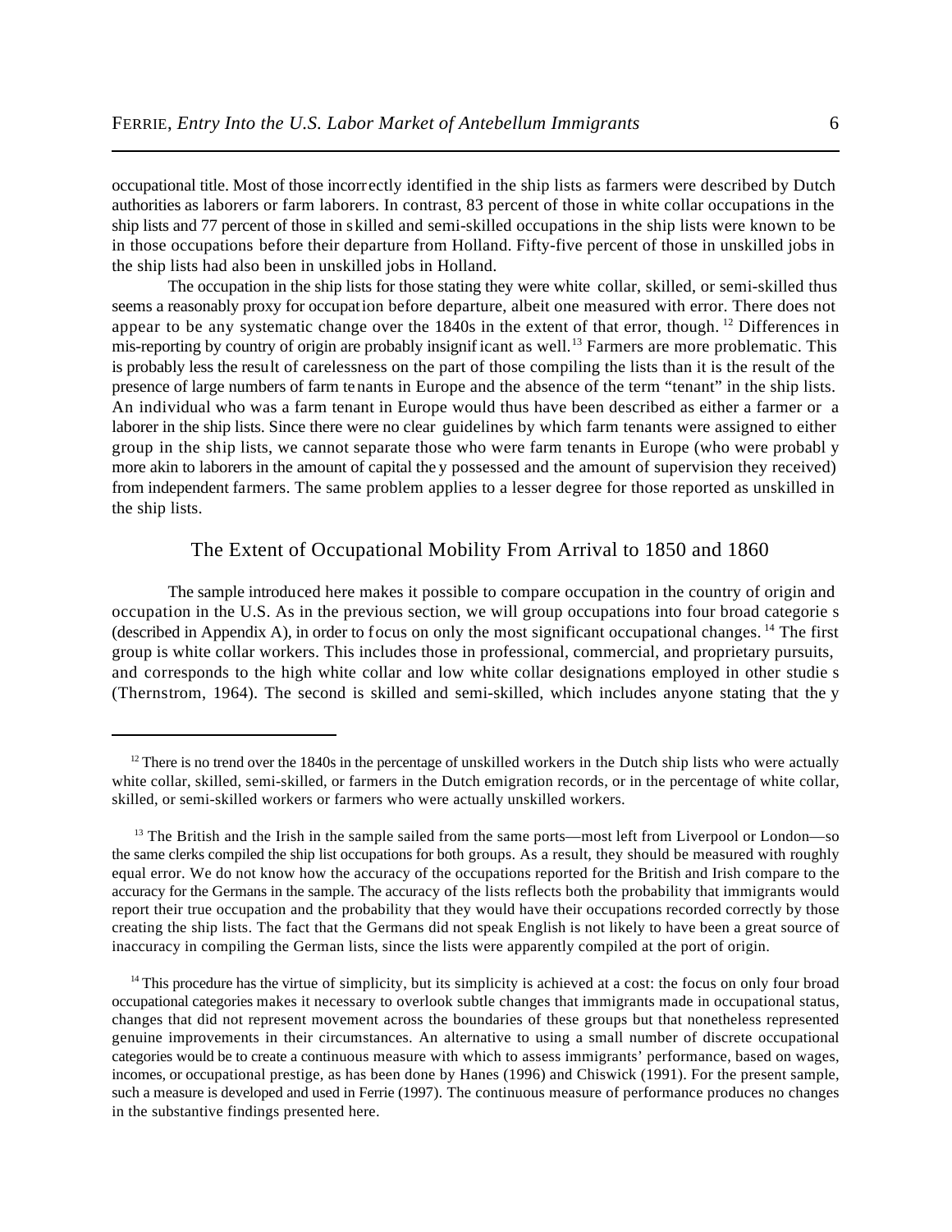occupational title. Most of those incorrectly identified in the ship lists as farmers were described by Dutch authorities as laborers or farm laborers. In contrast, 83 percent of those in white collar occupations in the ship lists and 77 percent of those in skilled and semi-skilled occupations in the ship lists were known to be in those occupations before their departure from Holland. Fifty-five percent of those in unskilled jobs in the ship lists had also been in unskilled jobs in Holland.

The occupation in the ship lists for those stating they were white collar, skilled, or semi-skilled thus seems a reasonably proxy for occupation before departure, albeit one measured with error. There does not appear to be any systematic change over the 1840s in the extent of that error, though.[12] Differences in mis-reporting by country of origin are probably insignificant as well.[13] Farmers are more problematic. This is probably less the result of carelessness on the part of those compiling the lists than it is the result of the presence of large numbers of farm tenants in Europe and the absence of the term "tenant" in the ship lists. An individual who was a farm tenant in Europe would thus have been described as either a farmer or a laborer in the ship lists. Since there were no clear guidelines by which farm tenants were assigned to either group in the ship lists, we cannot separate those who were farm tenants in Europe (who were probably more akin to laborers in the amount of capital they possessed and the amount of supervision they received) from independent farmers. The same problem applies to a lesser degree for those reported as unskilled in the ship lists.

## The Extent of Occupational Mobility From Arrival to 1850 and 1860

The sample introduced here makes it possible to compare occupation in the country of origin and occupation in the U.S. As in the previous section, we will group occupations into four broad categories (described in Appendix A), in order to focus on only the most significant occupational changes.[14] The first group is white collar workers. This includes those in professional, commercial, and proprietary pursuits, and corresponds to the high white collar and low white collar designations employed in other studies (Thernstrom, 1964). The second is skilled and semi-skilled, which includes anyone stating that they

---

[12] There is no trend over the 1840s in the percentage of unskilled workers in the Dutch ship lists who were actually white collar, skilled, semi-skilled, or farmers in the Dutch emigration records, or in the percentage of white collar, skilled, or semi-skilled workers or farmers who were actually unskilled workers.

[13] The British and the Irish in the sample sailed from the same ports—most left from Liverpool or London—so the same clerks compiled the ship list occupations for both groups. As a result, they should be measured with roughly equal error. We do not know how the accuracy of the occupations reported for the British and Irish compare to the accuracy for the Germans in the sample. The accuracy of the lists reflects both the probability that immigrants would report their true occupation and the probability that they would have their occupations recorded correctly by those creating the ship lists. The fact that the Germans did not speak English is not likely to have been a great source of inaccuracy in compiling the German lists, since the lists were apparently compiled at the port of origin.

[14] This procedure has the virtue of simplicity, but its simplicity is achieved at a cost: the focus on only four broad occupational categories makes it necessary to overlook subtle changes that immigrants made in occupational status, changes that did not represent movement across the boundaries of these groups but that nonetheless represented genuine improvements in their circumstances. An alternative to using a small number of discrete occupational categories would be to create a continuous measure with which to assess immigrants' performance, based on wages, incomes, or occupational prestige, as has been done by Hanes (1996) and Chiswick (1991). For the present sample, such a measure is developed and used in Ferrie (1997). The continuous measure of performance produces no changes in the substantive findings presented here.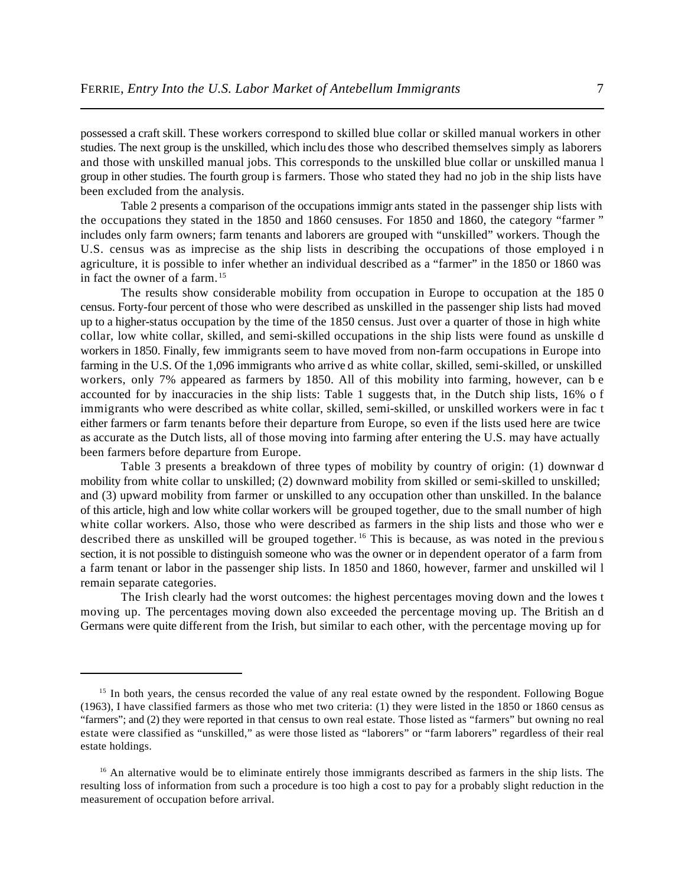possessed a craft skill. These workers correspond to skilled blue collar or skilled manual workers in other studies. The next group is the unskilled, which includes those who described themselves simply as laborers and those with unskilled manual jobs. This corresponds to the unskilled blue collar or unskilled manual group in other studies. The fourth group is farmers. Those who stated they had no job in the ship lists have been excluded from the analysis.

Table 2 presents a comparison of the occupations immigrants stated in the passenger ship lists with the occupations they stated in the 1850 and 1860 censuses. For 1850 and 1860, the category "farmer" includes only farm owners; farm tenants and laborers are grouped with "unskilled" workers. Though the U.S. census was as imprecise as the ship lists in describing the occupations of those employed in agriculture, it is possible to infer whether an individual described as a "farmer" in the 1850 or 1860 was in fact the owner of a farm.[15]

The results show considerable mobility from occupation in Europe to occupation at the 1850 census. Forty-four percent of those who were described as unskilled in the passenger ship lists had moved up to a higher-status occupation by the time of the 1850 census. Just over a quarter of those in high white collar, low white collar, skilled, and semi-skilled occupations in the ship lists were found as unskilled workers in 1850. Finally, few immigrants seem to have moved from non-farm occupations in Europe into farming in the U.S. Of the 1,096 immigrants who arrived as white collar, skilled, semi-skilled, or unskilled workers, only 7% appeared as farmers by 1850. All of this mobility into farming, however, can be accounted for by inaccuracies in the ship lists: Table 1 suggests that, in the Dutch ship lists, 16% of immigrants who were described as white collar, skilled, semi-skilled, or unskilled workers were in fact either farmers or farm tenants before their departure from Europe, so even if the lists used here are twice as accurate as the Dutch lists, all of those moving into farming after entering the U.S. may have actually been farmers before departure from Europe.

Table 3 presents a breakdown of three types of mobility by country of origin: (1) downward mobility from white collar to unskilled; (2) downward mobility from skilled or semi-skilled to unskilled; and (3) upward mobility from farmer or unskilled to any occupation other than unskilled. In the balance of this article, high and low white collar workers will be grouped together, due to the small number of high white collar workers. Also, those who were described as farmers in the ship lists and those who were described there as unskilled will be grouped together.[16] This is because, as was noted in the previous section, it is not possible to distinguish someone who was the owner or independent operator of a farm from a farm tenant or labor in the passenger ship lists. In 1850 and 1860, however, farmer and unskilled will remain separate categories.

The Irish clearly had the worst outcomes: the highest percentages moving down and the lowest moving up. The percentages moving down also exceeded the percentage moving up. The British and Germans were quite different from the Irish, but similar to each other, with the percentage moving up for

---

[15] In both years, the census recorded the value of any real estate owned by the respondent. Following Bogue (1963), I have classified farmers as those who met two criteria: (1) they were listed in the 1850 or 1860 census as "farmers"; and (2) they were reported in that census to own real estate. Those listed as "farmers" but owning no real estate were classified as "unskilled," as were those listed as "laborers" or "farm laborers" regardless of their real estate holdings.

[16] An alternative would be to eliminate entirely those immigrants described as farmers in the ship lists. The resulting loss of information from such a procedure is too high a cost to pay for a probably slight reduction in the measurement of occupation before arrival.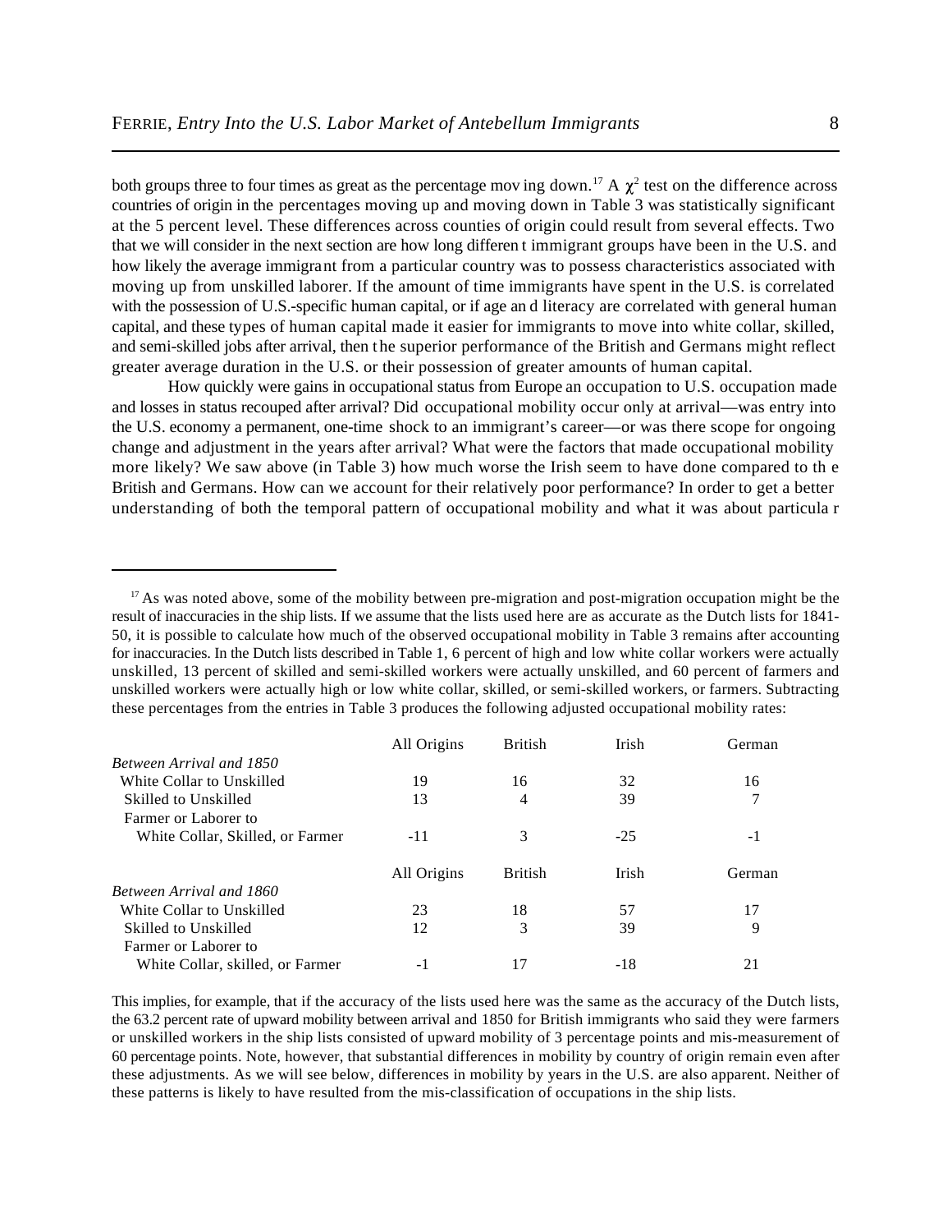both groups three to four times as great as the percentage moving down.[17] A $\chi^2$ test on the difference across countries of origin in the percentages moving up and moving down in Table 3 was statistically significant at the 5 percent level. These differences across counties of origin could result from several effects. Two that we will consider in the next section are how long different immigrant groups have been in the U.S. and how likely the average immigrant from a particular country was to possess characteristics associated with moving up from unskilled laborer. If the amount of time immigrants have spent in the U.S. is correlated with the possession of U.S.-specific human capital, or if age and literacy are correlated with general human capital, and these types of human capital made it easier for immigrants to move into white collar, skilled, and semi-skilled jobs after arrival, then the superior performance of the British and Germans might reflect greater average duration in the U.S. or their possession of greater amounts of human capital.

How quickly were gains in occupational status from European occupation to U.S. occupation made and losses in status recouped after arrival? Did occupational mobility occur only at arrival—was entry into the U.S. economy a permanent, one-time shock to an immigrant's career—or was there scope for ongoing change and adjustment in the years after arrival? What were the factors that made occupational mobility more likely? We saw above (in Table 3) how much worse the Irish seem to have done compared to the British and Germans. How can we account for their relatively poor performance? In order to get a better understanding of both the temporal pattern of occupational mobility and what it was about particular

---

[17] As was noted above, some of the mobility between pre-migration and post-migration occupation might be the result of inaccuracies in the ship lists. If we assume that the lists used here are as accurate as the Dutch lists for 1841-50, it is possible to calculate how much of the observed occupational mobility in Table 3 remains after accounting for inaccuracies. In the Dutch lists described in Table 1, 6 percent of high and low white collar workers were actually unskilled, 13 percent of skilled and semi-skilled workers were actually unskilled, and 60 percent of farmers and unskilled workers were actually high or low white collar, skilled, or semi-skilled workers, or farmers. Subtracting these percentages from the entries in Table 3 produces the following adjusted occupational mobility rates:

| | All Origins | British | Irish | German |
|---|---|---|---|---|
| *Between Arrival and 1850* | | | | |
| White Collar to Unskilled | 19 | 16 | 32 | 16 |
| Skilled to Unskilled | 13 | 4 | 39 | 7 |
| Farmer or Laborer to White Collar, Skilled, or Farmer | -11 | 3 | -25 | -1 |
| | All Origins | British | Irish | German |
| *Between Arrival and 1860* | | | | |
| White Collar to Unskilled | 23 | 18 | 57 | 17 |
| Skilled to Unskilled | 12 | 3 | 39 | 9 |
| Farmer or Laborer to White Collar, skilled, or Farmer | -1 | 17 | -18 | 21 |

This implies, for example, that if the accuracy of the lists used here was the same as the accuracy of the Dutch lists, the 63.2 percent rate of upward mobility between arrival and 1850 for British immigrants who said they were farmers or unskilled workers in the ship lists consisted of upward mobility of 3 percentage points and mis-measurement of 60 percentage points. Note, however, that substantial differences in mobility by country of origin remain even after these adjustments. As we will see below, differences in mobility by years in the U.S. are also apparent. Neither of these patterns is likely to have resulted from the mis-classification of occupations in the ship lists.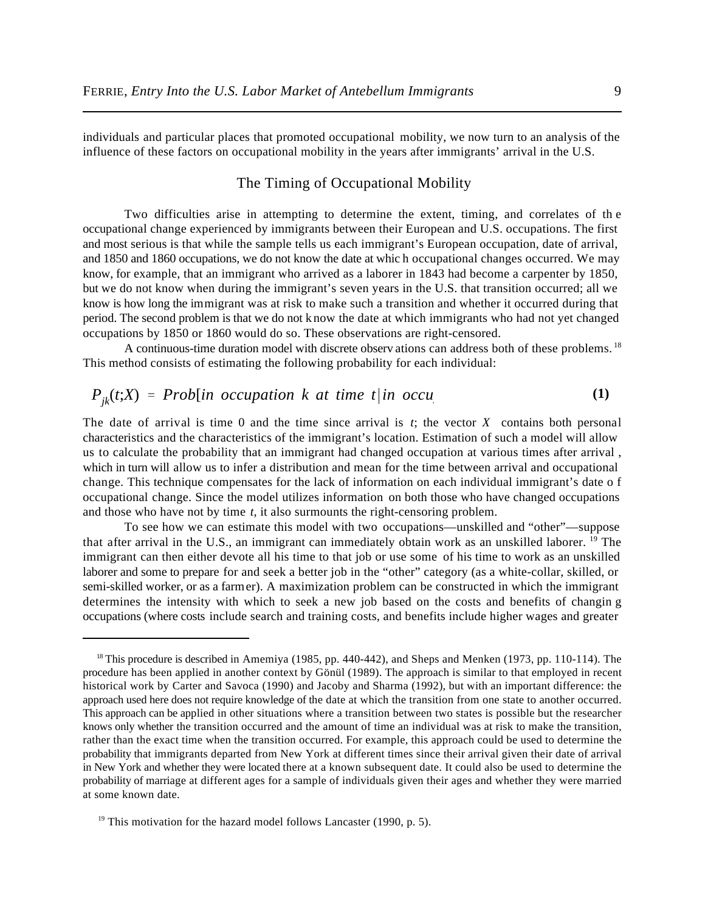individuals and particular places that promoted occupational mobility, we now turn to an analysis of the influence of these factors on occupational mobility in the years after immigrants' arrival in the U.S.

## The Timing of Occupational Mobility

Two difficulties arise in attempting to determine the extent, timing, and correlates of the occupational change experienced by immigrants between their European and U.S. occupations. The first and most serious is that while the sample tells us each immigrant's European occupation, date of arrival, and 1850 and 1860 occupations, we do not know the date at which occupational changes occurred. We may know, for example, that an immigrant who arrived as a laborer in 1843 had become a carpenter by 1850, but we do not know when during the immigrant's seven years in the U.S. that transition occurred; all we know is how long the immigrant was at risk to make such a transition and whether it occurred during that period. The second problem is that we do not know the date at which immigrants who had not yet changed occupations by 1850 or 1860 would do so. These observations are right-censored.

A continuous-time duration model with discrete observations can address both of these problems.[18] This method consists of estimating the following probability for each individual:

$$P_{jk}(t;X) = Prob[in\ occupation\ k\ at\ time\ t \mid in\ occu \tag{1}$$

The date of arrival is time 0 and the time since arrival is $t$; the vector $X$ contains both personal characteristics and the characteristics of the immigrant's location. Estimation of such a model will allow us to calculate the probability that an immigrant had changed occupation at various times after arrival, which in turn will allow us to infer a distribution and mean for the time between arrival and occupational change. This technique compensates for the lack of information on each individual immigrant's date of occupational change. Since the model utilizes information on both those who have changed occupations and those who have not by time $t$, it also surmounts the right-censoring problem.

To see how we can estimate this model with two occupations—unskilled and "other"—suppose that after arrival in the U.S., an immigrant can immediately obtain work as an unskilled laborer.[19] The immigrant can then either devote all his time to that job or use some of his time to work as an unskilled laborer and some to prepare for and seek a better job in the "other" category (as a white-collar, skilled, or semi-skilled worker, or as a farmer). A maximization problem can be constructed in which the immigrant determines the intensity with which to seek a new job based on the costs and benefits of changing occupations (where costs include search and training costs, and benefits include higher wages and greater

---

[18] This procedure is described in Amemiya (1985, pp. 440-442), and Sheps and Menken (1973, pp. 110-114). The procedure has been applied in another context by Gönül (1989). The approach is similar to that employed in recent historical work by Carter and Savoca (1990) and Jacoby and Sharma (1992), but with an important difference: the approach used here does not require knowledge of the date at which the transition from one state to another occurred. This approach can be applied in other situations where a transition between two states is possible but the researcher knows only whether the transition occurred and the amount of time an individual was at risk to make the transition, rather than the exact time when the transition occurred. For example, this approach could be used to determine the probability that immigrants departed from New York at different times since their arrival given their date of arrival in New York and whether they were located there at a known subsequent date. It could also be used to determine the probability of marriage at different ages for a sample of individuals given their ages and whether they were married at some known date.

[19] This motivation for the hazard model follows Lancaster (1990, p. 5).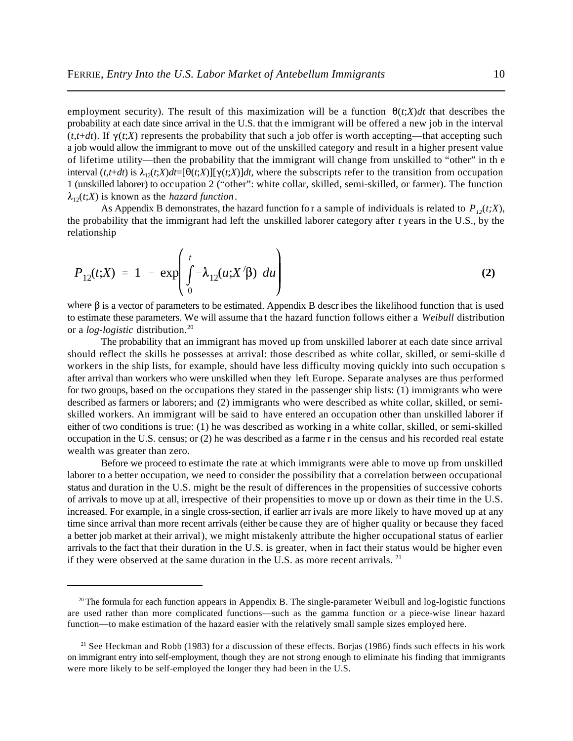employment security). The result of this maximization will be a function $\theta(t;X)dt$ that describes the probability at each date since arrival in the U.S. that the immigrant will be offered a new job in the interval $(t,t+dt)$. If $\gamma(t;X)$ represents the probability that such a job offer is worth accepting—that accepting such a job would allow the immigrant to move out of the unskilled category and result in a higher present value of lifetime utility—then the probability that the immigrant will change from unskilled to "other" in the interval $(t,t+dt)$ is $\lambda_{12}(t;X)dt=[\theta(t;X)][\gamma(t;X)]dt$, where the subscripts refer to the transition from occupation 1 (unskilled laborer) to occupation 2 ("other": white collar, skilled, semi-skilled, or farmer). The function $\lambda_{12}(t;X)$ is known as the *hazard function*.

As Appendix B demonstrates, the hazard function for a sample of individuals is related to $P_{12}(t;X)$, the probability that the immigrant had left the unskilled laborer category after $t$ years in the U.S., by the relationship

$$P_{12}(t;X) = 1 - \exp\left( \int_0^t -\lambda_{12}(u;X'\beta) \; du \right) \tag{2}$$

where $\beta$ is a vector of parameters to be estimated. Appendix B describes the likelihood function that is used to estimate these parameters. We will assume that the hazard function follows either a *Weibull* distribution or a *log-logistic* distribution.[20]

The probability that an immigrant has moved up from unskilled laborer at each date since arrival should reflect the skills he possesses at arrival: those described as white collar, skilled, or semi-skilled workers in the ship lists, for example, should have less difficulty moving quickly into such occupations after arrival than workers who were unskilled when they left Europe. Separate analyses are thus performed for two groups, based on the occupations they stated in the passenger ship lists: (1) immigrants who were described as farmers or laborers; and (2) immigrants who were described as white collar, skilled, or semi-skilled workers. An immigrant will be said to have entered an occupation other than unskilled laborer if either of two conditions is true: (1) he was described as working in a white collar, skilled, or semi-skilled occupation in the U.S. census; or (2) he was described as a farmer in the census and his recorded real estate wealth was greater than zero.

Before we proceed to estimate the rate at which immigrants were able to move up from unskilled laborer to a better occupation, we need to consider the possibility that a correlation between occupational status and duration in the U.S. might be the result of differences in the propensities of successive cohorts of arrivals to move up at all, irrespective of their propensities to move up or down as their time in the U.S. increased. For example, in a single cross-section, if earlier arrivals are more likely to have moved up at any time since arrival than more recent arrivals (either because they are of higher quality or because they faced a better job market at their arrival), we might mistakenly attribute the higher occupational status of earlier arrivals to the fact that their duration in the U.S. is greater, when in fact their status would be higher even if they were observed at the same duration in the U.S. as more recent arrivals.[21]

---

[20] The formula for each function appears in Appendix B. The single-parameter Weibull and log-logistic functions are used rather than more complicated functions—such as the gamma function or a piece-wise linear hazard function—to make estimation of the hazard easier with the relatively small sample sizes employed here.

[21] See Heckman and Robb (1983) for a discussion of these effects. Borjas (1986) finds such effects in his work on immigrant entry into self-employment, though they are not strong enough to eliminate his finding that immigrants were more likely to be self-employed the longer they had been in the U.S.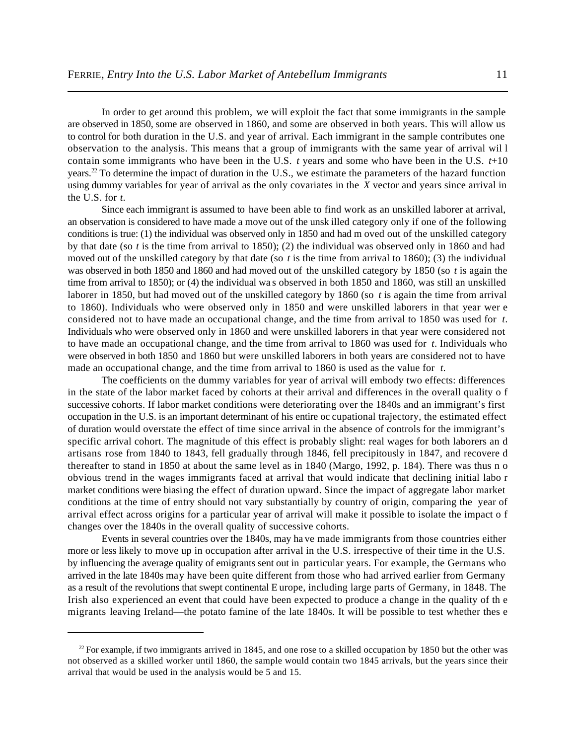In order to get around this problem, we will exploit the fact that some immigrants in the sample are observed in 1850, some are observed in 1860, and some are observed in both years. This will allow us to control for both duration in the U.S. and year of arrival. Each immigrant in the sample contributes one observation to the analysis. This means that a group of immigrants with the same year of arrival will contain some immigrants who have been in the U.S. $t$ years and some who have been in the U.S. $t$+10 years.[22] To determine the impact of duration in the U.S., we estimate the parameters of the hazard function using dummy variables for year of arrival as the only covariates in the $X$ vector and years since arrival in the U.S. for $t$.

Since each immigrant is assumed to have been able to find work as an unskilled laborer at arrival, an observation is considered to have made a move out of the unskilled category only if one of the following conditions is true: (1) the individual was observed only in 1850 and had moved out of the unskilled category by that date (so $t$ is the time from arrival to 1850); (2) the individual was observed only in 1860 and had moved out of the unskilled category by that date (so $t$ is the time from arrival to 1860); (3) the individual was observed in both 1850 and 1860 and had moved out of the unskilled category by 1850 (so $t$ is again the time from arrival to 1850); or (4) the individual was observed in both 1850 and 1860, was still an unskilled laborer in 1850, but had moved out of the unskilled category by 1860 (so $t$ is again the time from arrival to 1860). Individuals who were observed only in 1850 and were unskilled laborers in that year were considered not to have made an occupational change, and the time from arrival to 1850 was used for $t$. Individuals who were observed only in 1860 and were unskilled laborers in that year were considered not to have made an occupational change, and the time from arrival to 1860 was used for $t$. Individuals who were observed in both 1850 and 1860 but were unskilled laborers in both years are considered not to have made an occupational change, and the time from arrival to 1860 is used as the value for $t$.

The coefficients on the dummy variables for year of arrival will embody two effects: differences in the state of the labor market faced by cohorts at their arrival and differences in the overall quality of successive cohorts. If labor market conditions were deteriorating over the 1840s and an immigrant's first occupation in the U.S. is an important determinant of his entire occupational trajectory, the estimated effect of duration would overstate the effect of time since arrival in the absence of controls for the immigrant's specific arrival cohort. The magnitude of this effect is probably slight: real wages for both laborers and artisans rose from 1840 to 1843, fell gradually through 1846, fell precipitously in 1847, and recovered thereafter to stand in 1850 at about the same level as in 1840 (Margo, 1992, p. 184). There was thus no obvious trend in the wages immigrants faced at arrival that would indicate that declining initial labor market conditions were biasing the effect of duration upward. Since the impact of aggregate labor market conditions at the time of entry should not vary substantially by country of origin, comparing the year of arrival effect across origins for a particular year of arrival will make it possible to isolate the impact of changes over the 1840s in the overall quality of successive cohorts.

Events in several countries over the 1840s, may have made immigrants from those countries either more or less likely to move up in occupation after arrival in the U.S. irrespective of their time in the U.S. by influencing the average quality of emigrants sent out in particular years. For example, the Germans who arrived in the late 1840s may have been quite different from those who had arrived earlier from Germany as a result of the revolutions that swept continental Europe, including large parts of Germany, in 1848. The Irish also experienced an event that could have been expected to produce a change in the quality of the migrants leaving Ireland—the potato famine of the late 1840s. It will be possible to test whether these

---

[22] For example, if two immigrants arrived in 1845, and one rose to a skilled occupation by 1850 but the other was not observed as a skilled worker until 1860, the sample would contain two 1845 arrivals, but the years since their arrival that would be used in the analysis would be 5 and 15.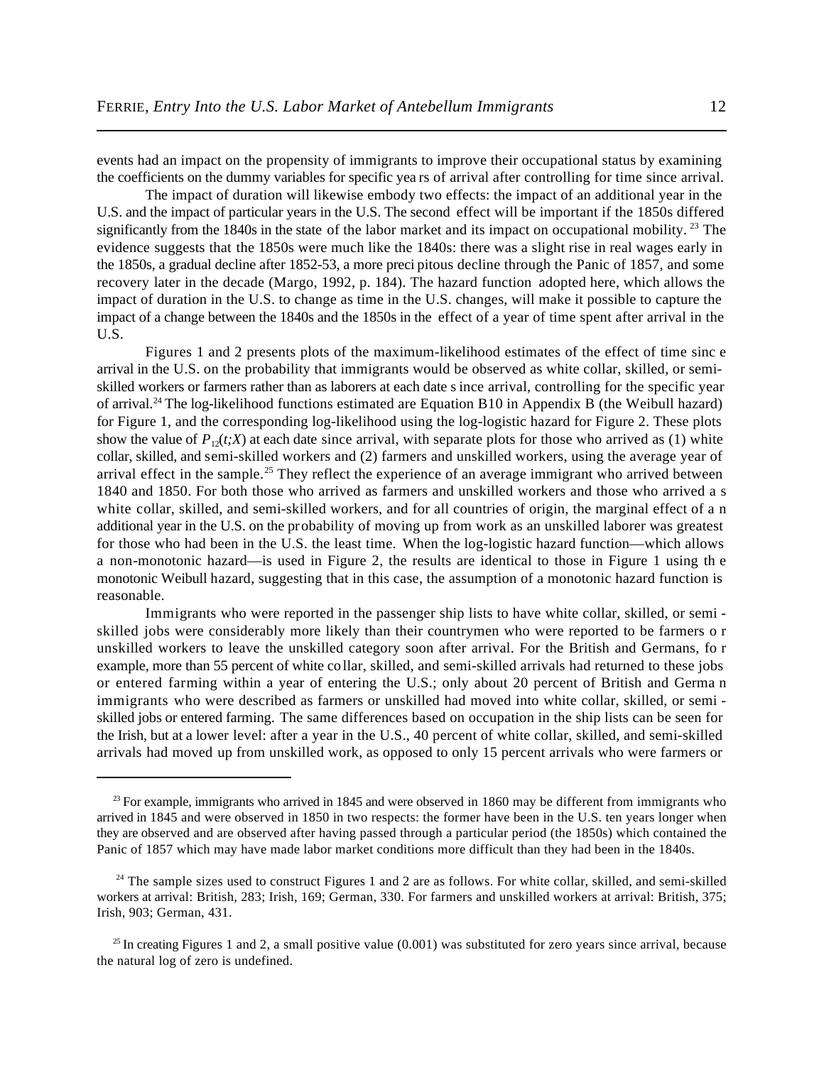events had an impact on the propensity of immigrants to improve their occupational status by examining the coefficients on the dummy variables for specific years of arrival after controlling for time since arrival.

The impact of duration will likewise embody two effects: the impact of an additional year in the U.S. and the impact of particular years in the U.S. The second effect will be important if the 1850s differed significantly from the 1840s in the state of the labor market and its impact on occupational mobility.[23] The evidence suggests that the 1850s were much like the 1840s: there was a slight rise in real wages early in the 1850s, a gradual decline after 1852-53, a more precipitous decline through the Panic of 1857, and some recovery later in the decade (Margo, 1992, p. 184). The hazard function adopted here, which allows the impact of duration in the U.S. to change as time in the U.S. changes, will make it possible to capture the impact of a change between the 1840s and the 1850s in the effect of a year of time spent after arrival in the U.S.

Figures 1 and 2 presents plots of the maximum-likelihood estimates of the effect of time since arrival in the U.S. on the probability that immigrants would be observed as white collar, skilled, or semi-skilled workers or farmers rather than as laborers at each date since arrival, controlling for the specific year of arrival.[24] The log-likelihood functions estimated are Equation B10 in Appendix B (the Weibull hazard) for Figure 1, and the corresponding log-likelihood using the log-logistic hazard for Figure 2. These plots show the value of $P_{12}(t;X)$ at each date since arrival, with separate plots for those who arrived as (1) white collar, skilled, and semi-skilled workers and (2) farmers and unskilled workers, using the average year of arrival effect in the sample.[25] They reflect the experience of an average immigrant who arrived between 1840 and 1850. For both those who arrived as farmers and unskilled workers and those who arrived as white collar, skilled, and semi-skilled workers, and for all countries of origin, the marginal effect of an additional year in the U.S. on the probability of moving up from work as an unskilled laborer was greatest for those who had been in the U.S. the least time. When the log-logistic hazard function—which allows a non-monotonic hazard—is used in Figure 2, the results are identical to those in Figure 1 using the monotonic Weibull hazard, suggesting that in this case, the assumption of a monotonic hazard function is reasonable.

Immigrants who were reported in the passenger ship lists to have white collar, skilled, or semi-skilled jobs were considerably more likely than their countrymen who were reported to be farmers or unskilled workers to leave the unskilled category soon after arrival. For the British and Germans, for example, more than 55 percent of white collar, skilled, and semi-skilled arrivals had returned to these jobs or entered farming within a year of entering the U.S.; only about 20 percent of British and German immigrants who were described as farmers or unskilled had moved into white collar, skilled, or semi-skilled jobs or entered farming. The same differences based on occupation in the ship lists can be seen for the Irish, but at a lower level: after a year in the U.S., 40 percent of white collar, skilled, and semi-skilled arrivals had moved up from unskilled work, as opposed to only 15 percent arrivals who were farmers or

---

[23] For example, immigrants who arrived in 1845 and were observed in 1860 may be different from immigrants who arrived in 1845 and were observed in 1850 in two respects: the former have been in the U.S. ten years longer when they are observed and are observed after having passed through a particular period (the 1850s) which contained the Panic of 1857 which may have made labor market conditions more difficult than they had been in the 1840s.

[24] The sample sizes used to construct Figures 1 and 2 are as follows. For white collar, skilled, and semi-skilled workers at arrival: British, 283; Irish, 169; German, 330. For farmers and unskilled workers at arrival: British, 375; Irish, 903; German, 431.

[25] In creating Figures 1 and 2, a small positive value (0.001) was substituted for zero years since arrival, because the natural log of zero is undefined.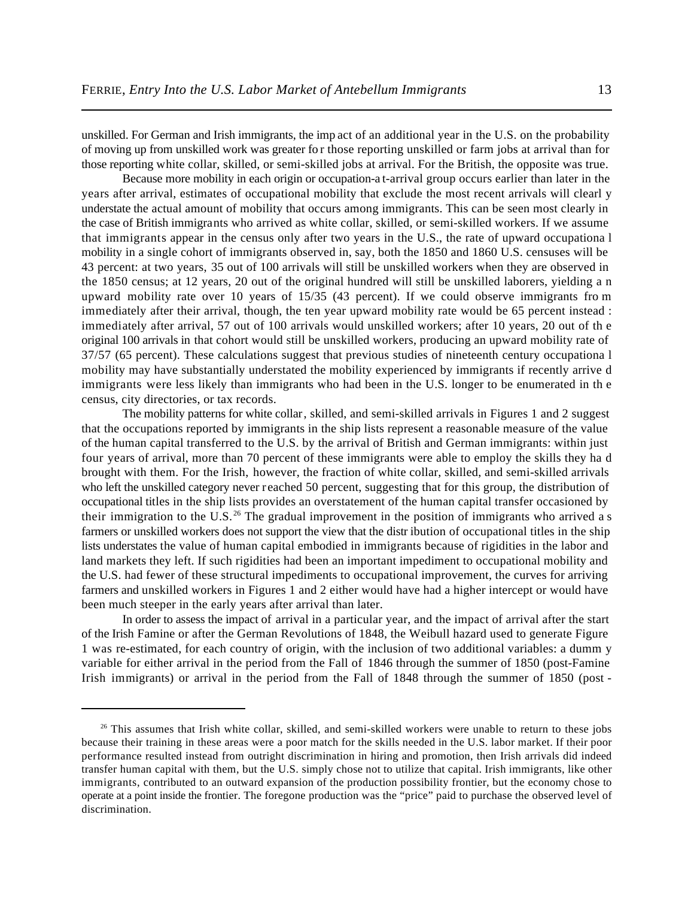unskilled. For German and Irish immigrants, the impact of an additional year in the U.S. on the probability of moving up from unskilled work was greater for those reporting unskilled or farm jobs at arrival than for those reporting white collar, skilled, or semi-skilled jobs at arrival. For the British, the opposite was true.

Because more mobility in each origin or occupation-at-arrival group occurs earlier than later in the years after arrival, estimates of occupational mobility that exclude the most recent arrivals will clearly understate the actual amount of mobility that occurs among immigrants. This can be seen most clearly in the case of British immigrants who arrived as white collar, skilled, or semi-skilled workers. If we assume that immigrants appear in the census only after two years in the U.S., the rate of upward occupational mobility in a single cohort of immigrants observed in, say, both the 1850 and 1860 U.S. censuses will be 43 percent: at two years, 35 out of 100 arrivals will still be unskilled workers when they are observed in the 1850 census; at 12 years, 20 out of the original hundred will still be unskilled laborers, yielding an upward mobility rate over 10 years of 15/35 (43 percent). If we could observe immigrants from immediately after their arrival, though, the ten year upward mobility rate would be 65 percent instead: immediately after arrival, 57 out of 100 arrivals would unskilled workers; after 10 years, 20 out of the original 100 arrivals in that cohort would still be unskilled workers, producing an upward mobility rate of 37/57 (65 percent). These calculations suggest that previous studies of nineteenth century occupational mobility may have substantially understated the mobility experienced by immigrants if recently arrived immigrants were less likely than immigrants who had been in the U.S. longer to be enumerated in the census, city directories, or tax records.

The mobility patterns for white collar, skilled, and semi-skilled arrivals in Figures 1 and 2 suggest that the occupations reported by immigrants in the ship lists represent a reasonable measure of the value of the human capital transferred to the U.S. by the arrival of British and German immigrants: within just four years of arrival, more than 70 percent of these immigrants were able to employ the skills they had brought with them. For the Irish, however, the fraction of white collar, skilled, and semi-skilled arrivals who left the unskilled category never reached 50 percent, suggesting that for this group, the distribution of occupational titles in the ship lists provides an overstatement of the human capital transfer occasioned by their immigration to the U.S.[26] The gradual improvement in the position of immigrants who arrived as farmers or unskilled workers does not support the view that the distribution of occupational titles in the ship lists understates the value of human capital embodied in immigrants because of rigidities in the labor and land markets they left. If such rigidities had been an important impediment to occupational mobility and the U.S. had fewer of these structural impediments to occupational improvement, the curves for arriving farmers and unskilled workers in Figures 1 and 2 either would have had a higher intercept or would have been much steeper in the early years after arrival than later.

In order to assess the impact of arrival in a particular year, and the impact of arrival after the start of the Irish Famine or after the German Revolutions of 1848, the Weibull hazard used to generate Figure 1 was re-estimated, for each country of origin, with the inclusion of two additional variables: a dummy variable for either arrival in the period from the Fall of 1846 through the summer of 1850 (post-Famine Irish immigrants) or arrival in the period from the Fall of 1848 through the summer of 1850 (post-

[26] This assumes that Irish white collar, skilled, and semi-skilled workers were unable to return to these jobs because their training in these areas were a poor match for the skills needed in the U.S. labor market. If their poor performance resulted instead from outright discrimination in hiring and promotion, then Irish arrivals did indeed transfer human capital with them, but the U.S. simply chose not to utilize that capital. Irish immigrants, like other immigrants, contributed to an outward expansion of the production possibility frontier, but the economy chose to operate at a point inside the frontier. The foregone production was the "price" paid to purchase the observed level of discrimination.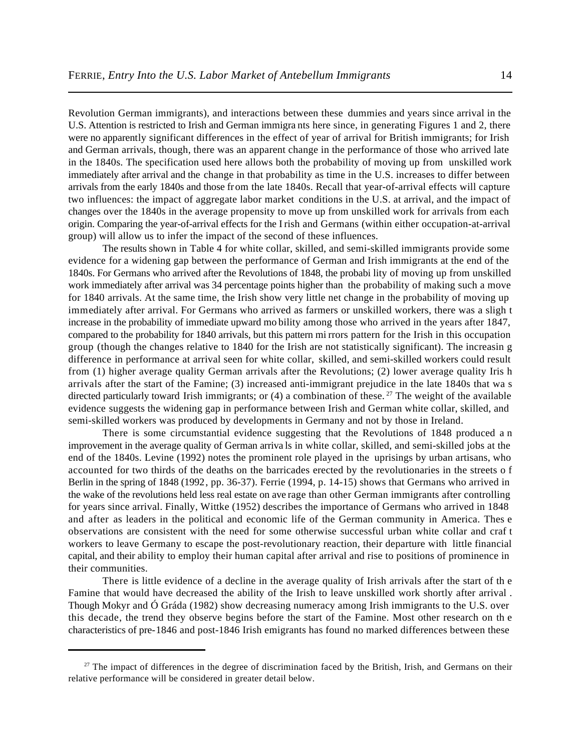Revolution German immigrants), and interactions between these dummies and years since arrival in the U.S. Attention is restricted to Irish and German immigrants here since, in generating Figures 1 and 2, there were no apparently significant differences in the effect of year of arrival for British immigrants; for Irish and German arrivals, though, there was an apparent change in the performance of those who arrived late in the 1840s. The specification used here allows both the probability of moving up from unskilled work immediately after arrival and the change in that probability as time in the U.S. increases to differ between arrivals from the early 1840s and those from the late 1840s. Recall that year-of-arrival effects will capture two influences: the impact of aggregate labor market conditions in the U.S. at arrival, and the impact of changes over the 1840s in the average propensity to move up from unskilled work for arrivals from each origin. Comparing the year-of-arrival effects for the Irish and Germans (within either occupation-at-arrival group) will allow us to infer the impact of the second of these influences.

The results shown in Table 4 for white collar, skilled, and semi-skilled immigrants provide some evidence for a widening gap between the performance of German and Irish immigrants at the end of the 1840s. For Germans who arrived after the Revolutions of 1848, the probability of moving up from unskilled work immediately after arrival was 34 percentage points higher than the probability of making such a move for 1840 arrivals. At the same time, the Irish show very little net change in the probability of moving up immediately after arrival. For Germans who arrived as farmers or unskilled workers, there was a slight increase in the probability of immediate upward mobility among those who arrived in the years after 1847, compared to the probability for 1840 arrivals, but this pattern mirrors pattern for the Irish in this occupation group (though the changes relative to 1840 for the Irish are not statistically significant). The increasing difference in performance at arrival seen for white collar, skilled, and semi-skilled workers could result from (1) higher average quality German arrivals after the Revolutions; (2) lower average quality Irish arrivals after the start of the Famine; (3) increased anti-immigrant prejudice in the late 1840s that was directed particularly toward Irish immigrants; or (4) a combination of these.[27] The weight of the available evidence suggests the widening gap in performance between Irish and German white collar, skilled, and semi-skilled workers was produced by developments in Germany and not by those in Ireland.

There is some circumstantial evidence suggesting that the Revolutions of 1848 produced an improvement in the average quality of German arrivals in white collar, skilled, and semi-skilled jobs at the end of the 1840s. Levine (1992) notes the prominent role played in the uprisings by urban artisans, who accounted for two thirds of the deaths on the barricades erected by the revolutionaries in the streets of Berlin in the spring of 1848 (1992, pp. 36-37). Ferrie (1994, p. 14-15) shows that Germans who arrived in the wake of the revolutions held less real estate on average than other German immigrants after controlling for years since arrival. Finally, Wittke (1952) describes the importance of Germans who arrived in 1848 and after as leaders in the political and economic life of the German community in America. These observations are consistent with the need for some otherwise successful urban white collar and craft workers to leave Germany to escape the post-revolutionary reaction, their departure with little financial capital, and their ability to employ their human capital after arrival and rise to positions of prominence in their communities.

There is little evidence of a decline in the average quality of Irish arrivals after the start of the Famine that would have decreased the ability of the Irish to leave unskilled work shortly after arrival. Though Mokyr and Ó Gráda (1982) show decreasing numeracy among Irish immigrants to the U.S. over this decade, the trend they observe begins before the start of the Famine. Most other research on the characteristics of pre-1846 and post-1846 Irish emigrants has found no marked differences between these

---

[27] The impact of differences in the degree of discrimination faced by the British, Irish, and Germans on their relative performance will be considered in greater detail below.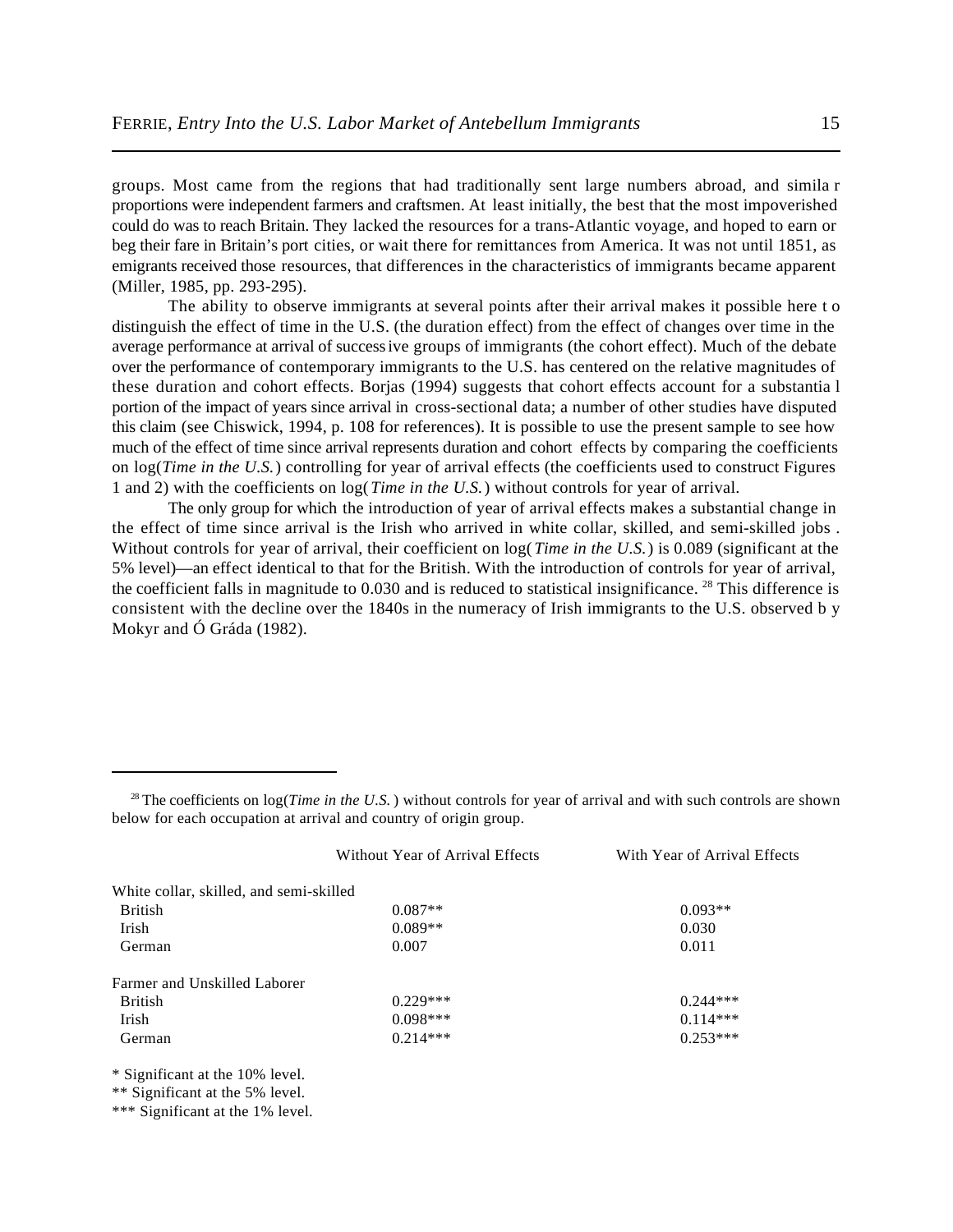groups. Most came from the regions that had traditionally sent large numbers abroad, and similar proportions were independent farmers and craftsmen. At least initially, the best that the most impoverished could do was to reach Britain. They lacked the resources for a trans-Atlantic voyage, and hoped to earn or beg their fare in Britain's port cities, or wait there for remittances from America. It was not until 1851, as emigrants received those resources, that differences in the characteristics of immigrants became apparent (Miller, 1985, pp. 293-295).

The ability to observe immigrants at several points after their arrival makes it possible here to distinguish the effect of time in the U.S. (the duration effect) from the effect of changes over time in the average performance at arrival of successive groups of immigrants (the cohort effect). Much of the debate over the performance of contemporary immigrants to the U.S. has centered on the relative magnitudes of these duration and cohort effects. Borjas (1994) suggests that cohort effects account for a substantial portion of the impact of years since arrival in cross-sectional data; a number of other studies have disputed this claim (see Chiswick, 1994, p. 108 for references). It is possible to use the present sample to see how much of the effect of time since arrival represents duration and cohort effects by comparing the coefficients on log(*Time in the U.S.*) controlling for year of arrival effects (the coefficients used to construct Figures 1 and 2) with the coefficients on log(*Time in the U.S.*) without controls for year of arrival.

The only group for which the introduction of year of arrival effects makes a substantial change in the effect of time since arrival is the Irish who arrived in white collar, skilled, and semi-skilled jobs. Without controls for year of arrival, their coefficient on log(*Time in the U.S.*) is 0.089 (significant at the 5% level)—an effect identical to that for the British. With the introduction of controls for year of arrival, the coefficient falls in magnitude to 0.030 and is reduced to statistical insignificance. [28] This difference is consistent with the decline over the 1840s in the numeracy of Irish immigrants to the U.S. observed by Mokyr and Ó Gráda (1982).

---

[28] The coefficients on log(*Time in the U.S.*) without controls for year of arrival and with such controls are shown below for each occupation at arrival and country of origin group.

| | Without Year of Arrival Effects | With Year of Arrival Effects |
|---|---|---|
| White collar, skilled, and semi-skilled | | |
| British | 0.087** | 0.093** |
| Irish | 0.089** | 0.030 |
| German | 0.007 | 0.011 |
| Farmer and Unskilled Laborer | | |
| British | 0.229*** | 0.244*** |
| Irish | 0.098*** | 0.114*** |
| German | 0.214*** | 0.253*** |

\* Significant at the 10% level.
\*\* Significant at the 5% level.
\*\*\* Significant at the 1% level.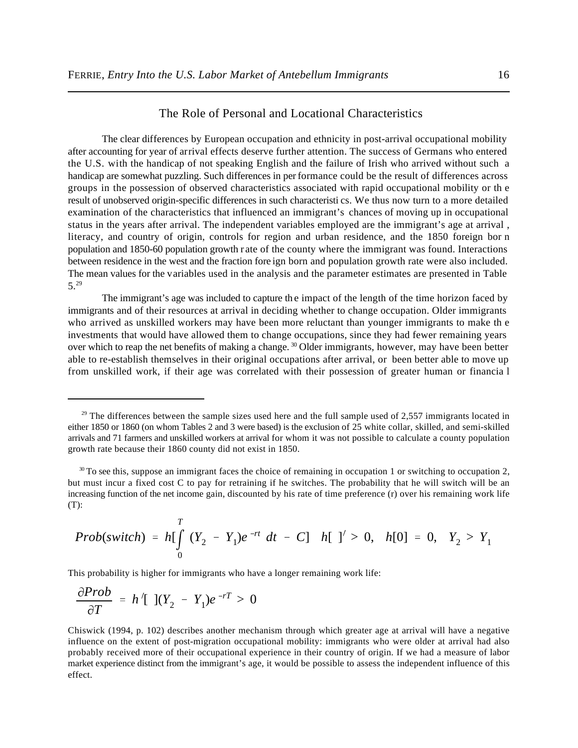## The Role of Personal and Locational Characteristics

The clear differences by European occupation and ethnicity in post-arrival occupational mobility after accounting for year of arrival effects deserve further attention. The success of Germans who entered the U.S. with the handicap of not speaking English and the failure of Irish who arrived without such a handicap are somewhat puzzling. Such differences in performance could be the result of differences across groups in the possession of observed characteristics associated with rapid occupational mobility or the result of unobserved origin-specific differences in such characteristics. We thus now turn to a more detailed examination of the characteristics that influenced an immigrant's chances of moving up in occupational status in the years after arrival. The independent variables employed are the immigrant's age at arrival, literacy, and country of origin, controls for region and urban residence, and the 1850 foreign born population and 1850-60 population growth rate of the county where the immigrant was found. Interactions between residence in the west and the fraction foreign born and population growth rate were also included. The mean values for the variables used in the analysis and the parameter estimates are presented in Table 5.[29]

The immigrant's age was included to capture the impact of the length of the time horizon faced by immigrants and of their resources at arrival in deciding whether to change occupation. Older immigrants who arrived as unskilled workers may have been more reluctant than younger immigrants to make the investments that would have allowed them to change occupations, since they had fewer remaining years over which to reap the net benefits of making a change.[30] Older immigrants, however, may have been better able to re-establish themselves in their original occupations after arrival, or been better able to move up from unskilled work, if their age was correlated with their possession of greater human or financial

---

[29] The differences between the sample sizes used here and the full sample used of 2,557 immigrants located in either 1850 or 1860 (on whom Tables 2 and 3 were based) is the exclusion of 25 white collar, skilled, and semi-skilled arrivals and 71 farmers and unskilled workers at arrival for whom it was not possible to calculate a county population growth rate because their 1860 county did not exist in 1850.

[30] To see this, suppose an immigrant faces the choice of remaining in occupation 1 or switching to occupation 2, but must incur a fixed cost C to pay for retraining if he switches. The probability that he will switch will be an increasing function of the net income gain, discounted by his rate of time preference (r) over his remaining work life (T):

$$Prob(switch) = h[\int_0^T (Y_2 - Y_1)e^{-rt}\, dt - C] \quad h[\;]' > 0, \quad h[0] = 0, \quad Y_2 > Y_1$$

This probability is higher for immigrants who have a longer remaining work life:

$$\frac{\partial Prob}{\partial T} = h'[\;](Y_2 - Y_1)e^{-rT} > 0$$

Chiswick (1994, p. 102) describes another mechanism through which greater age at arrival will have a negative influence on the extent of post-migration occupational mobility: immigrants who were older at arrival had also probably received more of their occupational experience in their country of origin. If we had a measure of labor market experience distinct from the immigrant's age, it would be possible to assess the independent influence of this effect.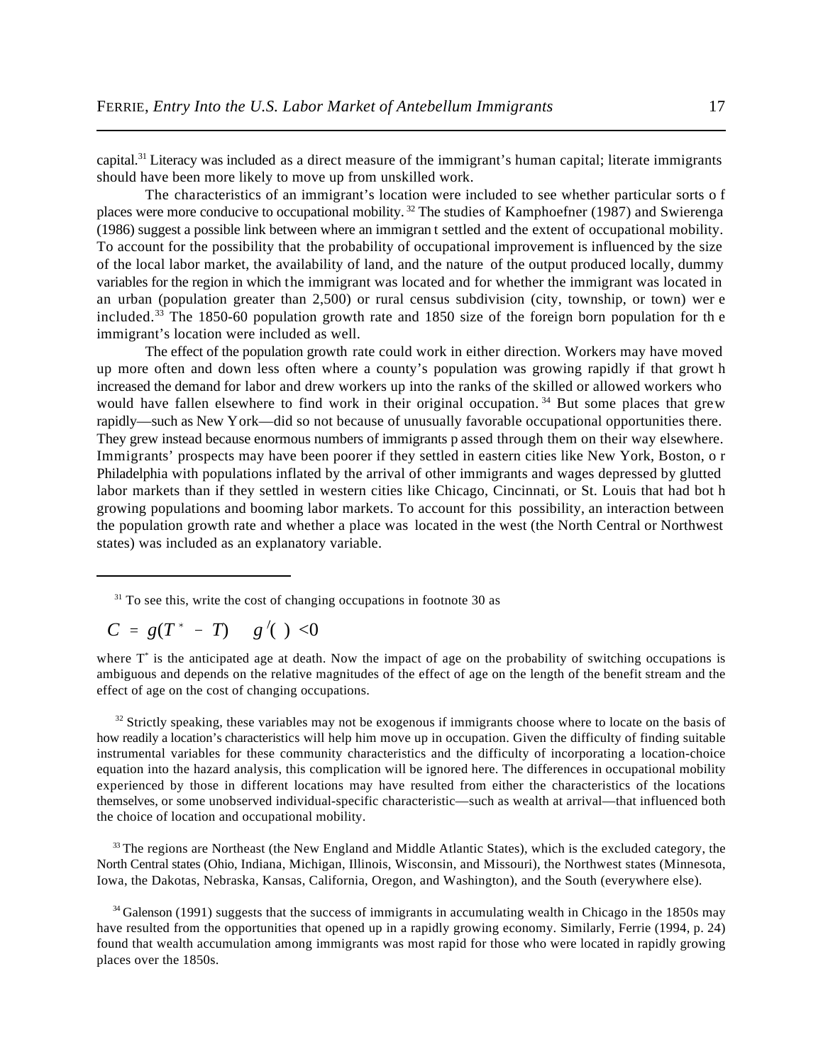capital.[31] Literacy was included as a direct measure of the immigrant's human capital; literate immigrants should have been more likely to move up from unskilled work.

The characteristics of an immigrant's location were included to see whether particular sorts of places were more conducive to occupational mobility.[32] The studies of Kamphoefner (1987) and Swierenga (1986) suggest a possible link between where an immigrant settled and the extent of occupational mobility. To account for the possibility that the probability of occupational improvement is influenced by the size of the local labor market, the availability of land, and the nature of the output produced locally, dummy variables for the region in which the immigrant was located and for whether the immigrant was located in an urban (population greater than 2,500) or rural census subdivision (city, township, or town) were included.[33] The 1850-60 population growth rate and 1850 size of the foreign born population for the immigrant's location were included as well.

The effect of the population growth rate could work in either direction. Workers may have moved up more often and down less often where a county's population was growing rapidly if that growth increased the demand for labor and drew workers up into the ranks of the skilled or allowed workers who would have fallen elsewhere to find work in their original occupation.[34] But some places that grew rapidly—such as New York—did so not because of unusually favorable occupational opportunities there. They grew instead because enormous numbers of immigrants passed through them on their way elsewhere. Immigrants' prospects may have been poorer if they settled in eastern cities like New York, Boston, or Philadelphia with populations inflated by the arrival of other immigrants and wages depressed by glutted labor markets than if they settled in western cities like Chicago, Cincinnati, or St. Louis that had both growing populations and booming labor markets. To account for this possibility, an interaction between the population growth rate and whether a place was located in the west (the North Central or Northwest states) was included as an explanatory variable.

---

[31] To see this, write the cost of changing occupations in footnote 30 as

$$C = g(T^{*} - T) \quad g'(\ ) < 0$$

where $T^{*}$ is the anticipated age at death. Now the impact of age on the probability of switching occupations is ambiguous and depends on the relative magnitudes of the effect of age on the length of the benefit stream and the effect of age on the cost of changing occupations.

[32] Strictly speaking, these variables may not be exogenous if immigrants choose where to locate on the basis of how readily a location's characteristics will help him move up in occupation. Given the difficulty of finding suitable instrumental variables for these community characteristics and the difficulty of incorporating a location-choice equation into the hazard analysis, this complication will be ignored here. The differences in occupational mobility experienced by those in different locations may have resulted from either the characteristics of the locations themselves, or some unobserved individual-specific characteristic—such as wealth at arrival—that influenced both the choice of location and occupational mobility.

[33] The regions are Northeast (the New England and Middle Atlantic States), which is the excluded category, the North Central states (Ohio, Indiana, Michigan, Illinois, Wisconsin, and Missouri), the Northwest states (Minnesota, Iowa, the Dakotas, Nebraska, Kansas, California, Oregon, and Washington), and the South (everywhere else).

[34] Galenson (1991) suggests that the success of immigrants in accumulating wealth in Chicago in the 1850s may have resulted from the opportunities that opened up in a rapidly growing economy. Similarly, Ferrie (1994, p. 24) found that wealth accumulation among immigrants was most rapid for those who were located in rapidly growing places over the 1850s.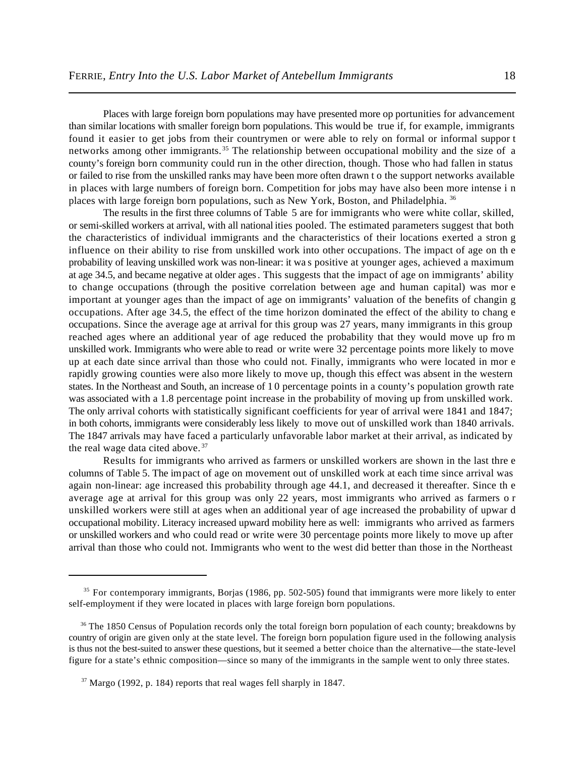Places with large foreign born populations may have presented more opportunities for advancement than similar locations with smaller foreign born populations. This would be true if, for example, immigrants found it easier to get jobs from their countrymen or were able to rely on formal or informal support networks among other immigrants.[35] The relationship between occupational mobility and the size of a county's foreign born community could run in the other direction, though. Those who had fallen in status or failed to rise from the unskilled ranks may have been more often drawn to the support networks available in places with large numbers of foreign born. Competition for jobs may have also been more intense in places with large foreign born populations, such as New York, Boston, and Philadelphia.[36]

The results in the first three columns of Table 5 are for immigrants who were white collar, skilled, or semi-skilled workers at arrival, with all nationalities pooled. The estimated parameters suggest that both the characteristics of individual immigrants and the characteristics of their locations exerted a strong influence on their ability to rise from unskilled work into other occupations. The impact of age on the probability of leaving unskilled work was non-linear: it was positive at younger ages, achieved a maximum at age 34.5, and became negative at older ages. This suggests that the impact of age on immigrants' ability to change occupations (through the positive correlation between age and human capital) was more important at younger ages than the impact of age on immigrants' valuation of the benefits of changing occupations. After age 34.5, the effect of the time horizon dominated the effect of the ability to change occupations. Since the average age at arrival for this group was 27 years, many immigrants in this group reached ages where an additional year of age reduced the probability that they would move up from unskilled work. Immigrants who were able to read or write were 32 percentage points more likely to move up at each date since arrival than those who could not. Finally, immigrants who were located in more rapidly growing counties were also more likely to move up, though this effect was absent in the western states. In the Northeast and South, an increase of 10 percentage points in a county's population growth rate was associated with a 1.8 percentage point increase in the probability of moving up from unskilled work. The only arrival cohorts with statistically significant coefficients for year of arrival were 1841 and 1847; in both cohorts, immigrants were considerably less likely to move out of unskilled work than 1840 arrivals. The 1847 arrivals may have faced a particularly unfavorable labor market at their arrival, as indicated by the real wage data cited above.[37]

Results for immigrants who arrived as farmers or unskilled workers are shown in the last three columns of Table 5. The impact of age on movement out of unskilled work at each time since arrival was again non-linear: age increased this probability through age 44.1, and decreased it thereafter. Since the average age at arrival for this group was only 22 years, most immigrants who arrived as farmers or unskilled workers were still at ages when an additional year of age increased the probability of upward occupational mobility. Literacy increased upward mobility here as well: immigrants who arrived as farmers or unskilled workers and who could read or write were 30 percentage points more likely to move up after arrival than those who could not. Immigrants who went to the west did better than those in the Northeast

---

[35] For contemporary immigrants, Borjas (1986, pp. 502-505) found that immigrants were more likely to enter self-employment if they were located in places with large foreign born populations.

[36] The 1850 Census of Population records only the total foreign born population of each county; breakdowns by country of origin are given only at the state level. The foreign born population figure used in the following analysis is thus not the best-suited to answer these questions, but it seemed a better choice than the alternative—the state-level figure for a state's ethnic composition—since so many of the immigrants in the sample went to only three states.

[37] Margo (1992, p. 184) reports that real wages fell sharply in 1847.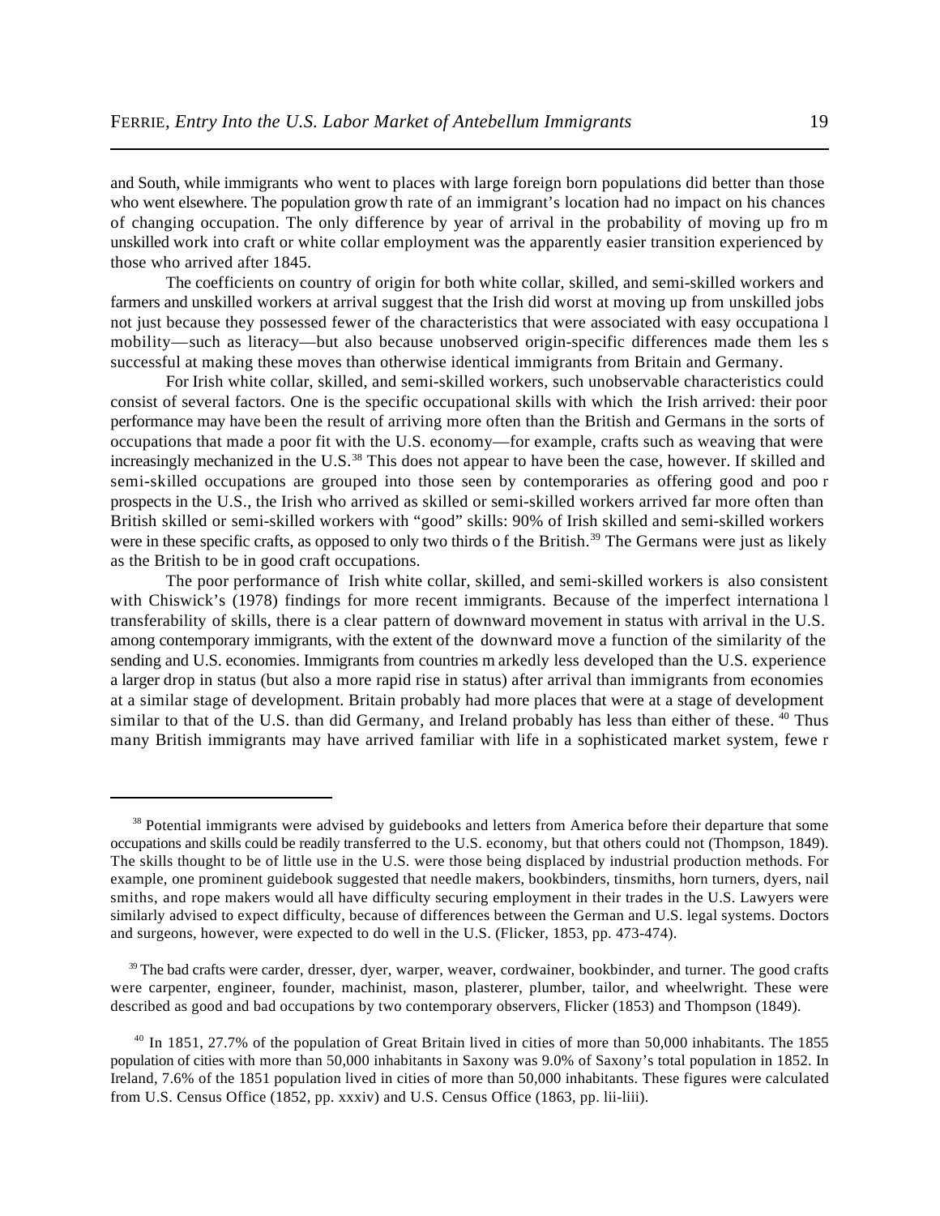and South, while immigrants who went to places with large foreign born populations did better than those who went elsewhere. The population growth rate of an immigrant's location had no impact on his chances of changing occupation. The only difference by year of arrival in the probability of moving up from unskilled work into craft or white collar employment was the apparently easier transition experienced by those who arrived after 1845.

The coefficients on country of origin for both white collar, skilled, and semi-skilled workers and farmers and unskilled workers at arrival suggest that the Irish did worst at moving up from unskilled jobs not just because they possessed fewer of the characteristics that were associated with easy occupational mobility—such as literacy—but also because unobserved origin-specific differences made them less successful at making these moves than otherwise identical immigrants from Britain and Germany.

For Irish white collar, skilled, and semi-skilled workers, such unobservable characteristics could consist of several factors. One is the specific occupational skills with which the Irish arrived: their poor performance may have been the result of arriving more often than the British and Germans in the sorts of occupations that made a poor fit with the U.S. economy—for example, crafts such as weaving that were increasingly mechanized in the U.S.[38] This does not appear to have been the case, however. If skilled and semi-skilled occupations are grouped into those seen by contemporaries as offering good and poor prospects in the U.S., the Irish who arrived as skilled or semi-skilled workers arrived far more often than British skilled or semi-skilled workers with "good" skills: 90% of Irish skilled and semi-skilled workers were in these specific crafts, as opposed to only two thirds of the British.[39] The Germans were just as likely as the British to be in good craft occupations.

The poor performance of Irish white collar, skilled, and semi-skilled workers is also consistent with Chiswick's (1978) findings for more recent immigrants. Because of the imperfect international transferability of skills, there is a clear pattern of downward movement in status with arrival in the U.S. among contemporary immigrants, with the extent of the downward move a function of the similarity of the sending and U.S. economies. Immigrants from countries markedly less developed than the U.S. experience a larger drop in status (but also a more rapid rise in status) after arrival than immigrants from economies at a similar stage of development. Britain probably had more places that were at a stage of development similar to that of the U.S. than did Germany, and Ireland probably has less than either of these.[40] Thus many British immigrants may have arrived familiar with life in a sophisticated market system, fewer

---

[38] Potential immigrants were advised by guidebooks and letters from America before their departure that some occupations and skills could be readily transferred to the U.S. economy, but that others could not (Thompson, 1849). The skills thought to be of little use in the U.S. were those being displaced by industrial production methods. For example, one prominent guidebook suggested that needle makers, bookbinders, tinsmiths, horn turners, dyers, nail smiths, and rope makers would all have difficulty securing employment in their trades in the U.S. Lawyers were similarly advised to expect difficulty, because of differences between the German and U.S. legal systems. Doctors and surgeons, however, were expected to do well in the U.S. (Flicker, 1853, pp. 473-474).

[39] The bad crafts were carder, dresser, dyer, warper, weaver, cordwainer, bookbinder, and turner. The good crafts were carpenter, engineer, founder, machinist, mason, plasterer, plumber, tailor, and wheelwright. These were described as good and bad occupations by two contemporary observers, Flicker (1853) and Thompson (1849).

[40] In 1851, 27.7% of the population of Great Britain lived in cities of more than 50,000 inhabitants. The 1855 population of cities with more than 50,000 inhabitants in Saxony was 9.0% of Saxony's total population in 1852. In Ireland, 7.6% of the 1851 population lived in cities of more than 50,000 inhabitants. These figures were calculated from U.S. Census Office (1852, pp. xxxiv) and U.S. Census Office (1863, pp. lii-liii).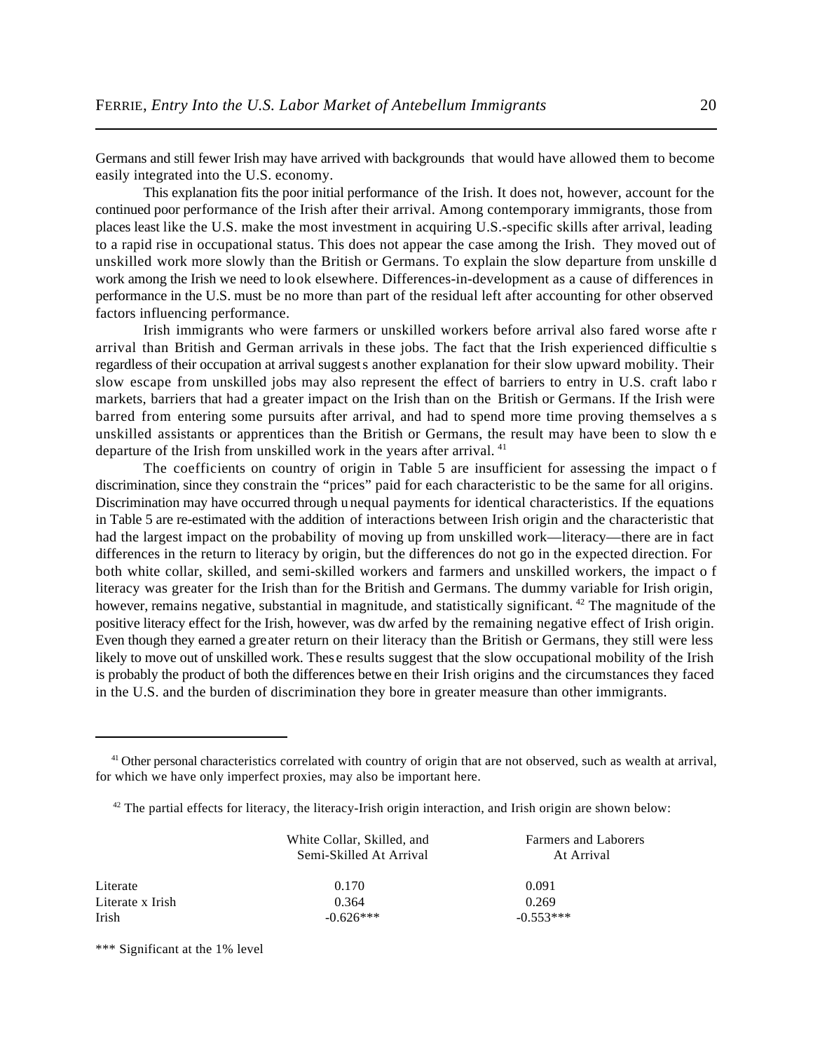Germans and still fewer Irish may have arrived with backgrounds that would have allowed them to become easily integrated into the U.S. economy.

This explanation fits the poor initial performance of the Irish. It does not, however, account for the continued poor performance of the Irish after their arrival. Among contemporary immigrants, those from places least like the U.S. make the most investment in acquiring U.S.-specific skills after arrival, leading to a rapid rise in occupational status. This does not appear the case among the Irish. They moved out of unskilled work more slowly than the British or Germans. To explain the slow departure from unskilled work among the Irish we need to look elsewhere. Differences-in-development as a cause of differences in performance in the U.S. must be no more than part of the residual left after accounting for other observed factors influencing performance.

Irish immigrants who were farmers or unskilled workers before arrival also fared worse after arrival than British and German arrivals in these jobs. The fact that the Irish experienced difficulties regardless of their occupation at arrival suggests another explanation for their slow upward mobility. Their slow escape from unskilled jobs may also represent the effect of barriers to entry in U.S. craft labor markets, barriers that had a greater impact on the Irish than on the British or Germans. If the Irish were barred from entering some pursuits after arrival, and had to spend more time proving themselves as unskilled assistants or apprentices than the British or Germans, the result may have been to slow the departure of the Irish from unskilled work in the years after arrival.[41]

The coefficients on country of origin in Table 5 are insufficient for assessing the impact of discrimination, since they constrain the "prices" paid for each characteristic to be the same for all origins. Discrimination may have occurred through unequal payments for identical characteristics. If the equations in Table 5 are re-estimated with the addition of interactions between Irish origin and the characteristic that had the largest impact on the probability of moving up from unskilled work—literacy—there are in fact differences in the return to literacy by origin, but the differences do not go in the expected direction. For both white collar, skilled, and semi-skilled workers and farmers and unskilled workers, the impact of literacy was greater for the Irish than for the British and Germans. The dummy variable for Irish origin, however, remains negative, substantial in magnitude, and statistically significant.[42] The magnitude of the positive literacy effect for the Irish, however, was dwarfed by the remaining negative effect of Irish origin. Even though they earned a greater return on their literacy than the British or Germans, they still were less likely to move out of unskilled work. These results suggest that the slow occupational mobility of the Irish is probably the product of both the differences between their Irish origins and the circumstances they faced in the U.S. and the burden of discrimination they bore in greater measure than other immigrants.

---

[41] Other personal characteristics correlated with country of origin that are not observed, such as wealth at arrival, for which we have only imperfect proxies, may also be important here.

[42] The partial effects for literacy, the literacy-Irish origin interaction, and Irish origin are shown below:

| | White Collar, Skilled, and Semi-Skilled At Arrival | Farmers and Laborers At Arrival |
|---|---|---|
| Literate | 0.170 | 0.091 |
| Literate x Irish | 0.364 | 0.269 |
| Irish | -0.626*** | -0.553*** |

*** Significant at the 1% level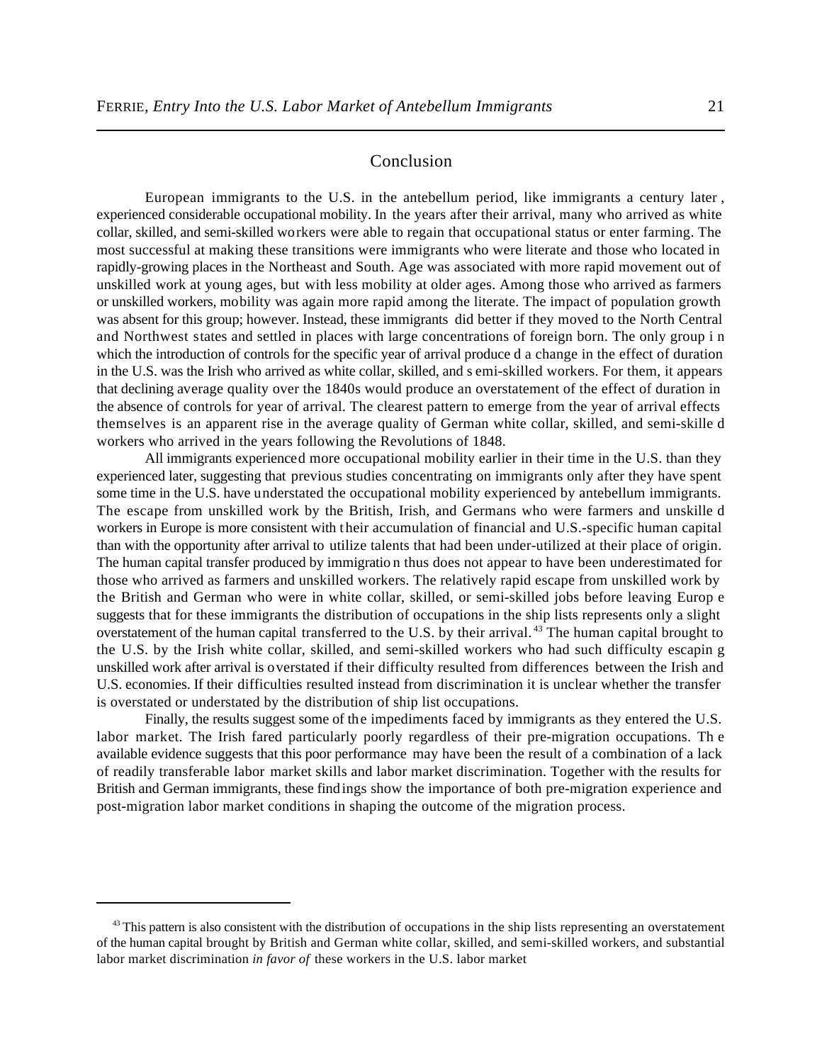## Conclusion

European immigrants to the U.S. in the antebellum period, like immigrants a century later, experienced considerable occupational mobility. In the years after their arrival, many who arrived as white collar, skilled, and semi-skilled workers were able to regain that occupational status or enter farming. The most successful at making these transitions were immigrants who were literate and those who located in rapidly-growing places in the Northeast and South. Age was associated with more rapid movement out of unskilled work at young ages, but with less mobility at older ages. Among those who arrived as farmers or unskilled workers, mobility was again more rapid among the literate. The impact of population growth was absent for this group; however. Instead, these immigrants did better if they moved to the North Central and Northwest states and settled in places with large concentrations of foreign born. The only group in which the introduction of controls for the specific year of arrival produced a change in the effect of duration in the U.S. was the Irish who arrived as white collar, skilled, and semi-skilled workers. For them, it appears that declining average quality over the 1840s would produce an overstatement of the effect of duration in the absence of controls for year of arrival. The clearest pattern to emerge from the year of arrival effects themselves is an apparent rise in the average quality of German white collar, skilled, and semi-skilled workers who arrived in the years following the Revolutions of 1848.

All immigrants experienced more occupational mobility earlier in their time in the U.S. than they experienced later, suggesting that previous studies concentrating on immigrants only after they have spent some time in the U.S. have understated the occupational mobility experienced by antebellum immigrants. The escape from unskilled work by the British, Irish, and Germans who were farmers and unskilled workers in Europe is more consistent with their accumulation of financial and U.S.-specific human capital than with the opportunity after arrival to utilize talents that had been under-utilized at their place of origin. The human capital transfer produced by immigration thus does not appear to have been underestimated for those who arrived as farmers and unskilled workers. The relatively rapid escape from unskilled work by the British and German who were in white collar, skilled, or semi-skilled jobs before leaving Europe suggests that for these immigrants the distribution of occupations in the ship lists represents only a slight overstatement of the human capital transferred to the U.S. by their arrival.[43] The human capital brought to the U.S. by the Irish white collar, skilled, and semi-skilled workers who had such difficulty escaping unskilled work after arrival is overstated if their difficulty resulted from differences between the Irish and U.S. economies. If their difficulties resulted instead from discrimination it is unclear whether the transfer is overstated or understated by the distribution of ship list occupations.

Finally, the results suggest some of the impediments faced by immigrants as they entered the U.S. labor market. The Irish fared particularly poorly regardless of their pre-migration occupations. The available evidence suggests that this poor performance may have been the result of a combination of a lack of readily transferable labor market skills and labor market discrimination. Together with the results for British and German immigrants, these findings show the importance of both pre-migration experience and post-migration labor market conditions in shaping the outcome of the migration process.

---

[43] This pattern is also consistent with the distribution of occupations in the ship lists representing an overstatement of the human capital brought by British and German white collar, skilled, and semi-skilled workers, and substantial labor market discrimination *in favor of* these workers in the U.S. labor market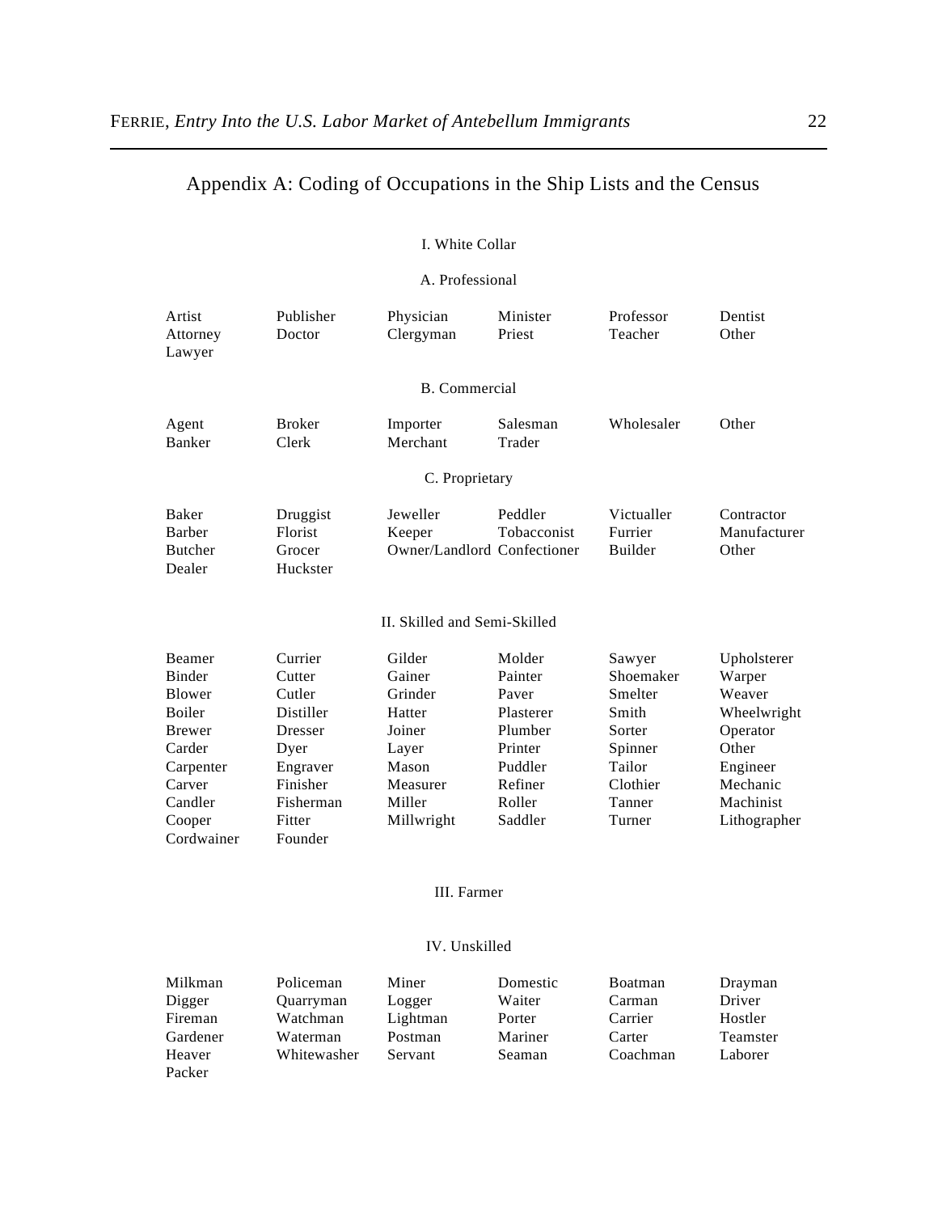# Appendix A: Coding of Occupations in the Ship Lists and the Census

## I. White Collar

### A. Professional

| | | | | | |
|---|---|---|---|---|---|
| Artist | Publisher | Physician | Minister | Professor | Dentist |
| Attorney | Doctor | Clergyman | Priest | Teacher | Other |
| Lawyer | | | | | |

### B. Commercial

| | | | | | |
|---|---|---|---|---|---|
| Agent | Broker | Importer | Salesman | Wholesaler | Other |
| Banker | Clerk | Merchant | Trader | | |

### C. Proprietary

| | | | | | |
|---|---|---|---|---|---|
| Baker | Druggist | Jeweller | Peddler | Victualler | Contractor |
| Barber | Florist | Keeper | Tobacconist | Furrier | Manufacturer |
| Butcher | Grocer | Owner/Landlord | Confectioner | Builder | Other |
| Dealer | Huckster | | | | |

## II. Skilled and Semi-Skilled

| | | | | | |
|---|---|---|---|---|---|
| Beamer | Currier | Gilder | Molder | Sawyer | Upholsterer |
| Binder | Cutter | Gainer | Painter | Shoemaker | Warper |
| Blower | Cutler | Grinder | Paver | Smelter | Weaver |
| Boiler | Distiller | Hatter | Plasterer | Smith | Wheelwright |
| Brewer | Dresser | Joiner | Plumber | Sorter | Operator |
| Carder | Dyer | Layer | Printer | Spinner | Other |
| Carpenter | Engraver | Mason | Puddler | Tailor | Engineer |
| Carver | Finisher | Measurer | Refiner | Clothier | Mechanic |
| Candler | Fisherman | Miller | Roller | Tanner | Machinist |
| Cooper | Fitter | Millwright | Saddler | Turner | Lithographer |
| Cordwainer | Founder | | | | |

## III. Farmer

## IV. Unskilled

| | | | | | |
|---|---|---|---|---|---|
| Milkman | Policeman | Miner | Domestic | Boatman | Drayman |
| Digger | Quarryman | Logger | Waiter | Carman | Driver |
| Fireman | Watchman | Lightman | Porter | Carrier | Hostler |
| Gardener | Waterman | Postman | Mariner | Carter | Teamster |
| Heaver | Whitewasher | Servant | Seaman | Coachman | Laborer |
| Packer | | | | | |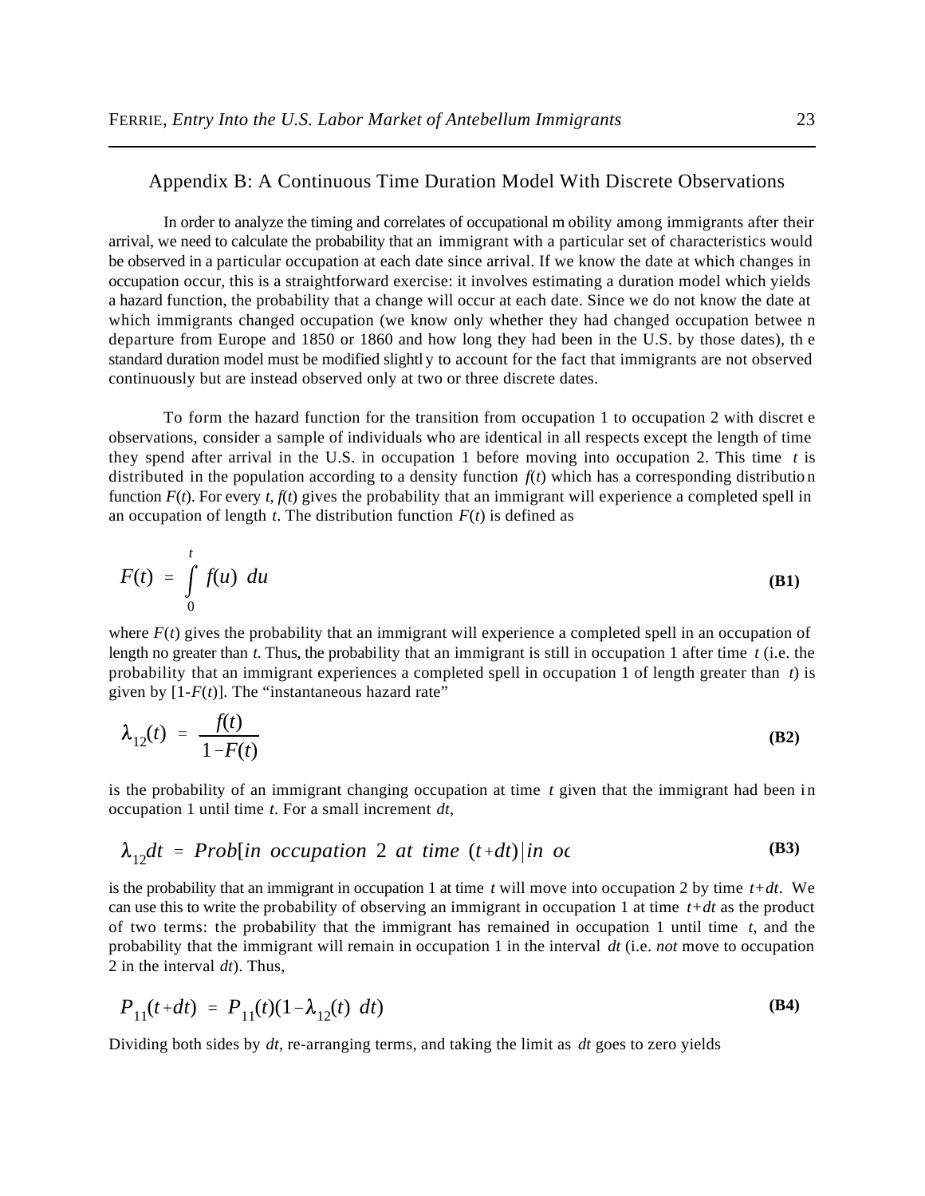## Appendix B: A Continuous Time Duration Model With Discrete Observations

In order to analyze the timing and correlates of occupational mobility among immigrants after their arrival, we need to calculate the probability that an immigrant with a particular set of characteristics would be observed in a particular occupation at each date since arrival. If we know the date at which changes in occupation occur, this is a straightforward exercise: it involves estimating a duration model which yields a hazard function, the probability that a change will occur at each date. Since we do not know the date at which immigrants changed occupation (we know only whether they had changed occupation between departure from Europe and 1850 or 1860 and how long they had been in the U.S. by those dates), the standard duration model must be modified slightly to account for the fact that immigrants are not observed continuously but are instead observed only at two or three discrete dates.

To form the hazard function for the transition from occupation 1 to occupation 2 with discrete observations, consider a sample of individuals who are identical in all respects except the length of time they spend after arrival in the U.S. in occupation 1 before moving into occupation 2. This time $t$ is distributed in the population according to a density function $f(t)$ which has a corresponding distribution function $F(t)$. For every $t$, $f(t)$ gives the probability that an immigrant will experience a completed spell in an occupation of length $t$. The distribution function $F(t)$ is defined as

$$F(t) = \int_0^t f(u)\ du \tag{B1}$$

where $F(t)$ gives the probability that an immigrant will experience a completed spell in an occupation of length no greater than $t$. Thus, the probability that an immigrant is still in occupation 1 after time $t$ (i.e. the probability that an immigrant experiences a completed spell in occupation 1 of length greater than $t$) is given by $[1\text{-}F(t)]$. The "instantaneous hazard rate"

$$\lambda_{12}(t) = \frac{f(t)}{1-F(t)} \tag{B2}$$

is the probability of an immigrant changing occupation at time $t$ given that the immigrant had been in occupation 1 until time $t$. For a small increment $dt$,

$$\lambda_{12}dt = Prob[in\ occupation\ 2\ at\ time\ (t+dt)|in\ oc \tag{B3}$$

is the probability that an immigrant in occupation 1 at time $t$ will move into occupation 2 by time $t+dt$. We can use this to write the probability of observing an immigrant in occupation 1 at time $t+dt$ as the product of two terms: the probability that the immigrant has remained in occupation 1 until time $t$, and the probability that the immigrant will remain in occupation 1 in the interval $dt$ (i.e. *not* move to occupation 2 in the interval $dt$). Thus,

$$P_{11}(t+dt) = P_{11}(t)(1-\lambda_{12}(t)\ dt) \tag{B4}$$

Dividing both sides by $dt$, re-arranging terms, and taking the limit as $dt$ goes to zero yields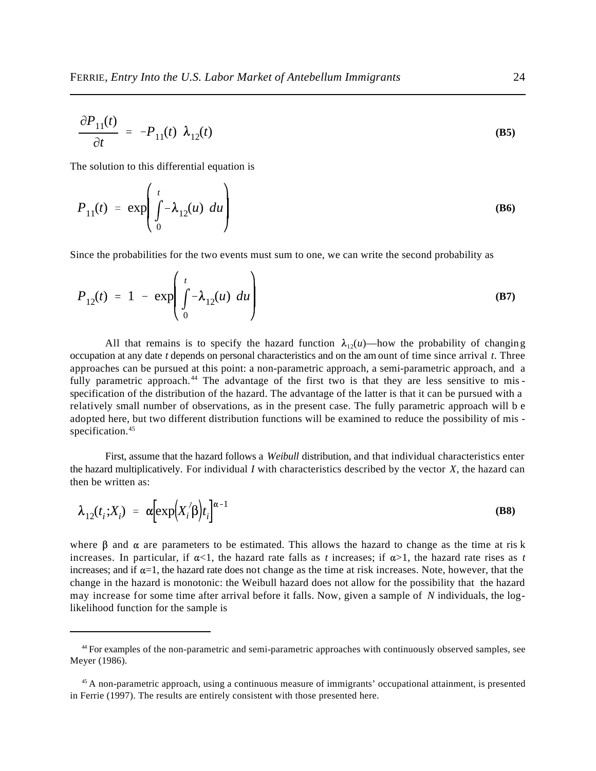$$\frac{\partial P_{11}(t)}{\partial t} = -P_{11}(t)\ \lambda_{12}(t) \tag{B5}$$

The solution to this differential equation is

$$P_{11}(t) = \exp\left(\int_0^t -\lambda_{12}(u)\ du\right) \tag{B6}$$

Since the probabilities for the two events must sum to one, we can write the second probability as

$$P_{12}(t) = 1 - \exp\left(\int_0^t -\lambda_{12}(u)\ du\right) \tag{B7}$$

All that remains is to specify the hazard function $\lambda_{12}(u)$—how the probability of changing occupation at any date *t* depends on personal characteristics and on the amount of time since arrival *t*. Three approaches can be pursued at this point: a non-parametric approach, a semi-parametric approach, and a fully parametric approach.[44] The advantage of the first two is that they are less sensitive to mis-specification of the distribution of the hazard. The advantage of the latter is that it can be pursued with a relatively small number of observations, as in the present case. The fully parametric approach will be adopted here, but two different distribution functions will be examined to reduce the possibility of mis-specification.[45]

First, assume that the hazard follows a *Weibull* distribution, and that individual characteristics enter the hazard multiplicatively. For individual *I* with characteristics described by the vector *X*, the hazard can then be written as:

$$\lambda_{12}(t_i;X_i) = \alpha\left[\exp\left(X_i^{\prime}\beta\right)t_i\right]^{\alpha-1} \tag{B8}$$

where $\beta$ and $\alpha$ are parameters to be estimated. This allows the hazard to change as the time at risk increases. In particular, if $\alpha<1$, the hazard rate falls as *t* increases; if $\alpha>1$, the hazard rate rises as *t* increases; and if $\alpha=1$, the hazard rate does not change as the time at risk increases. Note, however, that the change in the hazard is monotonic: the Weibull hazard does not allow for the possibility that the hazard may increase for some time after arrival before it falls. Now, given a sample of *N* individuals, the log-likelihood function for the sample is

---

[44] For examples of the non-parametric and semi-parametric approaches with continuously observed samples, see Meyer (1986).

[45] A non-parametric approach, using a continuous measure of immigrants' occupational attainment, is presented in Ferrie (1997). The results are entirely consistent with those presented here.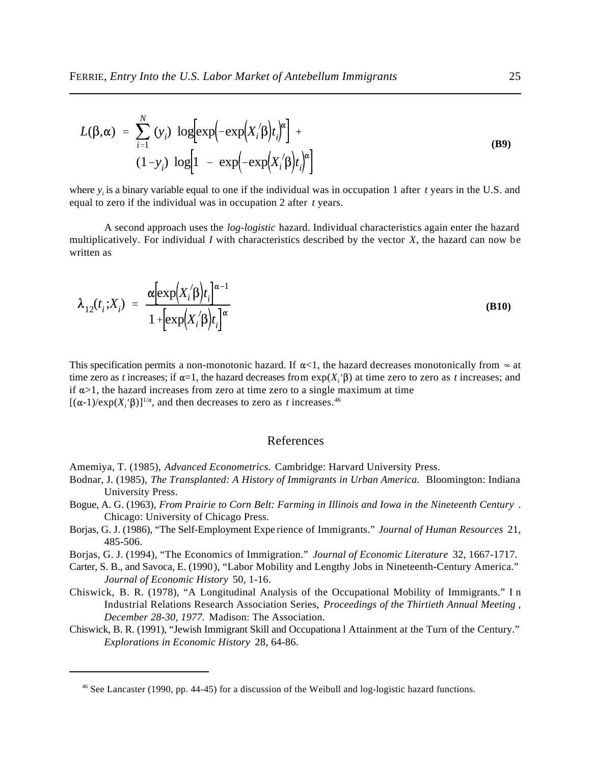$$L(\beta,\alpha) = \sum_{i=1}^{N} (y_i) \log\left[\exp\left(-\exp\left(X_i'\beta\right)t_i\right)^{\alpha}\right] + (1-y_i) \log\left[1 - \exp\left(-\exp\left(X_i'\beta\right)t_i\right)^{\alpha}\right] \tag{B9}$$

where $y_i$ is a binary variable equal to one if the individual was in occupation 1 after $t$ years in the U.S. and equal to zero if the individual was in occupation 2 after $t$ years.

A second approach uses the *log-logistic* hazard. Individual characteristics again enter the hazard multiplicatively. For individual $I$ with characteristics described by the vector $X$, the hazard can now be written as

$$\lambda_{12}(t_i;X_i) = \frac{\alpha\left[\exp\left(X_i'\beta\right)t_i\right]^{\alpha-1}}{1+\left[\exp\left(X_i'\beta\right)t_i\right]^{\alpha}} \tag{B10}$$

This specification permits a non-monotonic hazard. If $\alpha<1$, the hazard decreases monotonically from $\infty$ at time zero as $t$ increases; if $\alpha=1$, the hazard decreases from $\exp(X_i'\beta)$ at time zero to zero as $t$ increases; and if $\alpha>1$, the hazard increases from zero at time zero to a single maximum at time $[(\alpha-1)/\exp(X_i'\beta)]^{1/\alpha}$, and then decreases to zero as $t$ increases.[46]

## References

Amemiya, T. (1985), *Advanced Econometrics.* Cambridge: Harvard University Press.

Bodnar, J. (1985), *The Transplanted: A History of Immigrants in Urban America.* Bloomington: Indiana University Press.

Bogue, A. G. (1963), *From Prairie to Corn Belt: Farming in Illinois and Iowa in the Nineteenth Century*. Chicago: University of Chicago Press.

Borjas, G. J. (1986), "The Self-Employment Experience of Immigrants." *Journal of Human Resources* 21, 485-506.

Borjas, G. J. (1994), "The Economics of Immigration." *Journal of Economic Literature* 32, 1667-1717.

Carter, S. B., and Savoca, E. (1990), "Labor Mobility and Lengthy Jobs in Nineteenth-Century America." *Journal of Economic History* 50, 1-16.

Chiswick, B. R. (1978), "A Longitudinal Analysis of the Occupational Mobility of Immigrants." In Industrial Relations Research Association Series, *Proceedings of the Thirtieth Annual Meeting, December 28-30, 1977.* Madison: The Association.

Chiswick, B. R. (1991), "Jewish Immigrant Skill and Occupational Attainment at the Turn of the Century." *Explorations in Economic History* 28, 64-86.

[46] See Lancaster (1990, pp. 44-45) for a discussion of the Weibull and log-logistic hazard functions.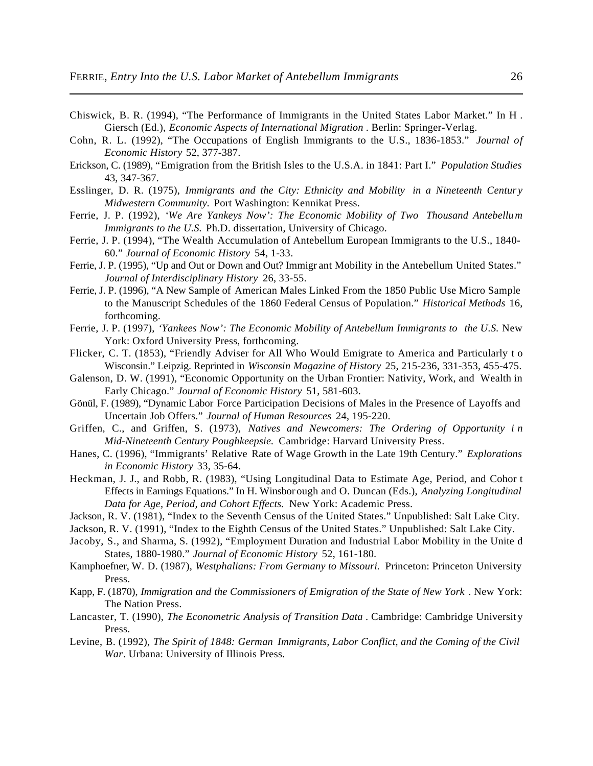Chiswick, B. R. (1994), "The Performance of Immigrants in the United States Labor Market." In H. Giersch (Ed.), *Economic Aspects of International Migration*. Berlin: Springer-Verlag.

Cohn, R. L. (1992), "The Occupations of English Immigrants to the U.S., 1836-1853." *Journal of Economic History* 52, 377-387.

Erickson, C. (1989), "Emigration from the British Isles to the U.S.A. in 1841: Part I." *Population Studies* 43, 347-367.

Esslinger, D. R. (1975), *Immigrants and the City: Ethnicity and Mobility in a Nineteenth Century Midwestern Community.* Port Washington: Kennikat Press.

Ferrie, J. P. (1992), *'We Are Yankeys Now': The Economic Mobility of Two Thousand Antebellum Immigrants to the U.S.* Ph.D. dissertation, University of Chicago.

Ferrie, J. P. (1994), "The Wealth Accumulation of Antebellum European Immigrants to the U.S., 1840-60." *Journal of Economic History* 54, 1-33.

Ferrie, J. P. (1995), "Up and Out or Down and Out? Immigrant Mobility in the Antebellum United States." *Journal of Interdisciplinary History* 26, 33-55.

Ferrie, J. P. (1996), "A New Sample of American Males Linked From the 1850 Public Use Micro Sample to the Manuscript Schedules of the 1860 Federal Census of Population." *Historical Methods* 16, forthcoming.

Ferrie, J. P. (1997), *'Yankees Now': The Economic Mobility of Antebellum Immigrants to the U.S.* New York: Oxford University Press, forthcoming.

Flicker, C. T. (1853), "Friendly Adviser for All Who Would Emigrate to America and Particularly to Wisconsin." Leipzig. Reprinted in *Wisconsin Magazine of History* 25, 215-236, 331-353, 455-475.

Galenson, D. W. (1991), "Economic Opportunity on the Urban Frontier: Nativity, Work, and Wealth in Early Chicago." *Journal of Economic History* 51, 581-603.

Gönül, F. (1989), "Dynamic Labor Force Participation Decisions of Males in the Presence of Layoffs and Uncertain Job Offers." *Journal of Human Resources* 24, 195-220.

Griffen, C., and Griffen, S. (1973), *Natives and Newcomers: The Ordering of Opportunity in Mid-Nineteenth Century Poughkeepsie.* Cambridge: Harvard University Press.

Hanes, C. (1996), "Immigrants' Relative Rate of Wage Growth in the Late 19th Century." *Explorations in Economic History* 33, 35-64.

Heckman, J. J., and Robb, R. (1983), "Using Longitudinal Data to Estimate Age, Period, and Cohort Effects in Earnings Equations." In H. Winsborough and O. Duncan (Eds.), *Analyzing Longitudinal Data for Age, Period, and Cohort Effects.* New York: Academic Press.

Jackson, R. V. (1981), "Index to the Seventh Census of the United States." Unpublished: Salt Lake City.

Jackson, R. V. (1991), "Index to the Eighth Census of the United States." Unpublished: Salt Lake City.

Jacoby, S., and Sharma, S. (1992), "Employment Duration and Industrial Labor Mobility in the United States, 1880-1980." *Journal of Economic History* 52, 161-180.

Kamphoefner, W. D. (1987), *Westphalians: From Germany to Missouri.* Princeton: Princeton University Press.

Kapp, F. (1870), *Immigration and the Commissioners of Emigration of the State of New York*. New York: The Nation Press.

Lancaster, T. (1990), *The Econometric Analysis of Transition Data*. Cambridge: Cambridge University Press.

Levine, B. (1992), *The Spirit of 1848: German Immigrants, Labor Conflict, and the Coming of the Civil War*. Urbana: University of Illinois Press.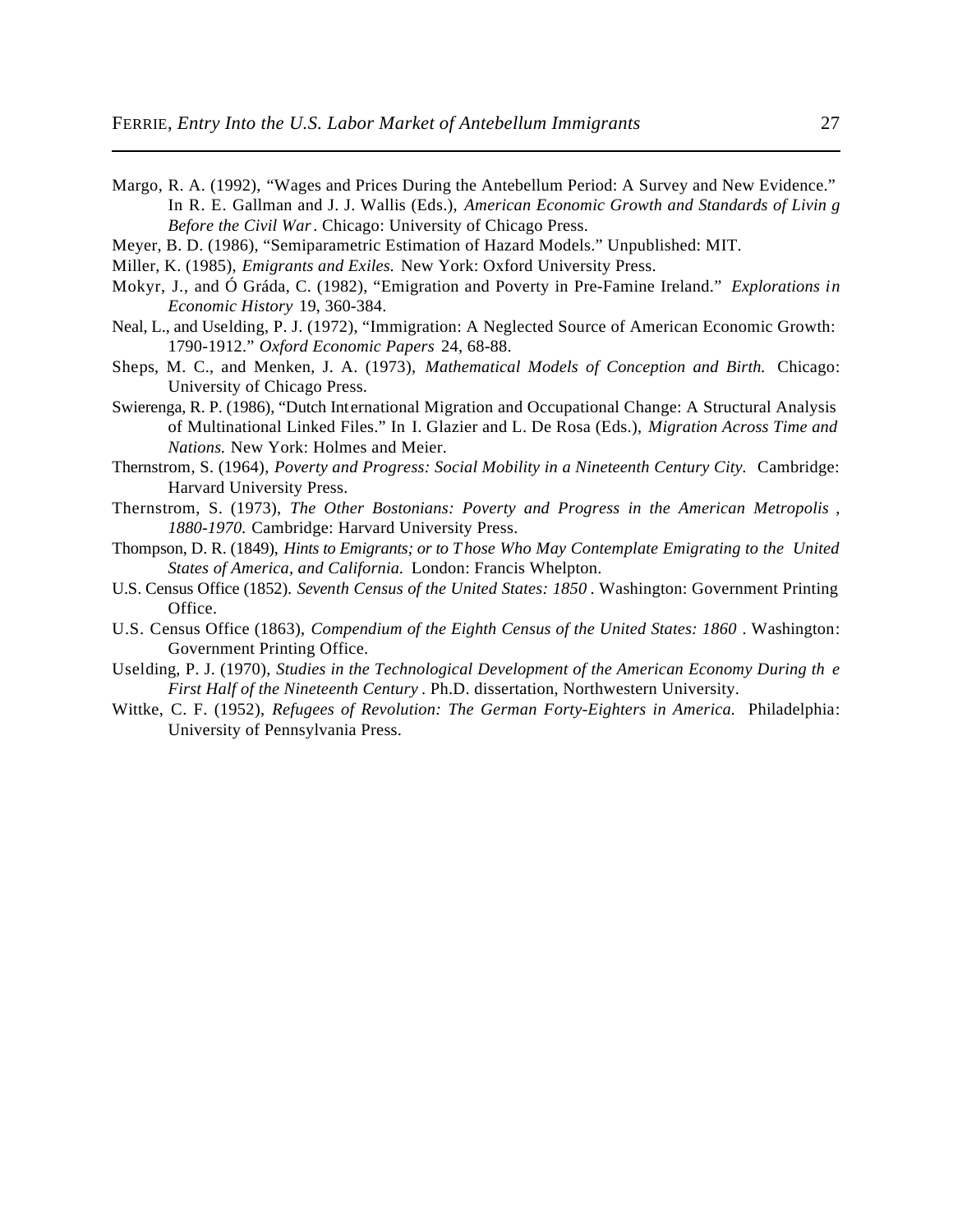Margo, R. A. (1992), "Wages and Prices During the Antebellum Period: A Survey and New Evidence." In R. E. Gallman and J. J. Wallis (Eds.), *American Economic Growth and Standards of Living Before the Civil War*. Chicago: University of Chicago Press.

Meyer, B. D. (1986), "Semiparametric Estimation of Hazard Models." Unpublished: MIT.

Miller, K. (1985), *Emigrants and Exiles.* New York: Oxford University Press.

Mokyr, J., and Ó Gráda, C. (1982), "Emigration and Poverty in Pre-Famine Ireland." *Explorations in Economic History* 19, 360-384.

Neal, L., and Uselding, P. J. (1972), "Immigration: A Neglected Source of American Economic Growth: 1790-1912." *Oxford Economic Papers* 24, 68-88.

Sheps, M. C., and Menken, J. A. (1973), *Mathematical Models of Conception and Birth.* Chicago: University of Chicago Press.

Swierenga, R. P. (1986), "Dutch International Migration and Occupational Change: A Structural Analysis of Multinational Linked Files." In I. Glazier and L. De Rosa (Eds.), *Migration Across Time and Nations.* New York: Holmes and Meier.

Thernstrom, S. (1964), *Poverty and Progress: Social Mobility in a Nineteenth Century City.* Cambridge: Harvard University Press.

Thernstrom, S. (1973), *The Other Bostonians: Poverty and Progress in the American Metropolis, 1880-1970.* Cambridge: Harvard University Press.

Thompson, D. R. (1849), *Hints to Emigrants; or to Those Who May Contemplate Emigrating to the United States of America, and California.* London: Francis Whelpton.

U.S. Census Office (1852). *Seventh Census of the United States: 1850*. Washington: Government Printing Office.

U.S. Census Office (1863), *Compendium of the Eighth Census of the United States: 1860*. Washington: Government Printing Office.

Uselding, P. J. (1970), *Studies in the Technological Development of the American Economy During the First Half of the Nineteenth Century*. Ph.D. dissertation, Northwestern University.

Wittke, C. F. (1952), *Refugees of Revolution: The German Forty-Eighters in America.* Philadelphia: University of Pennsylvania Press.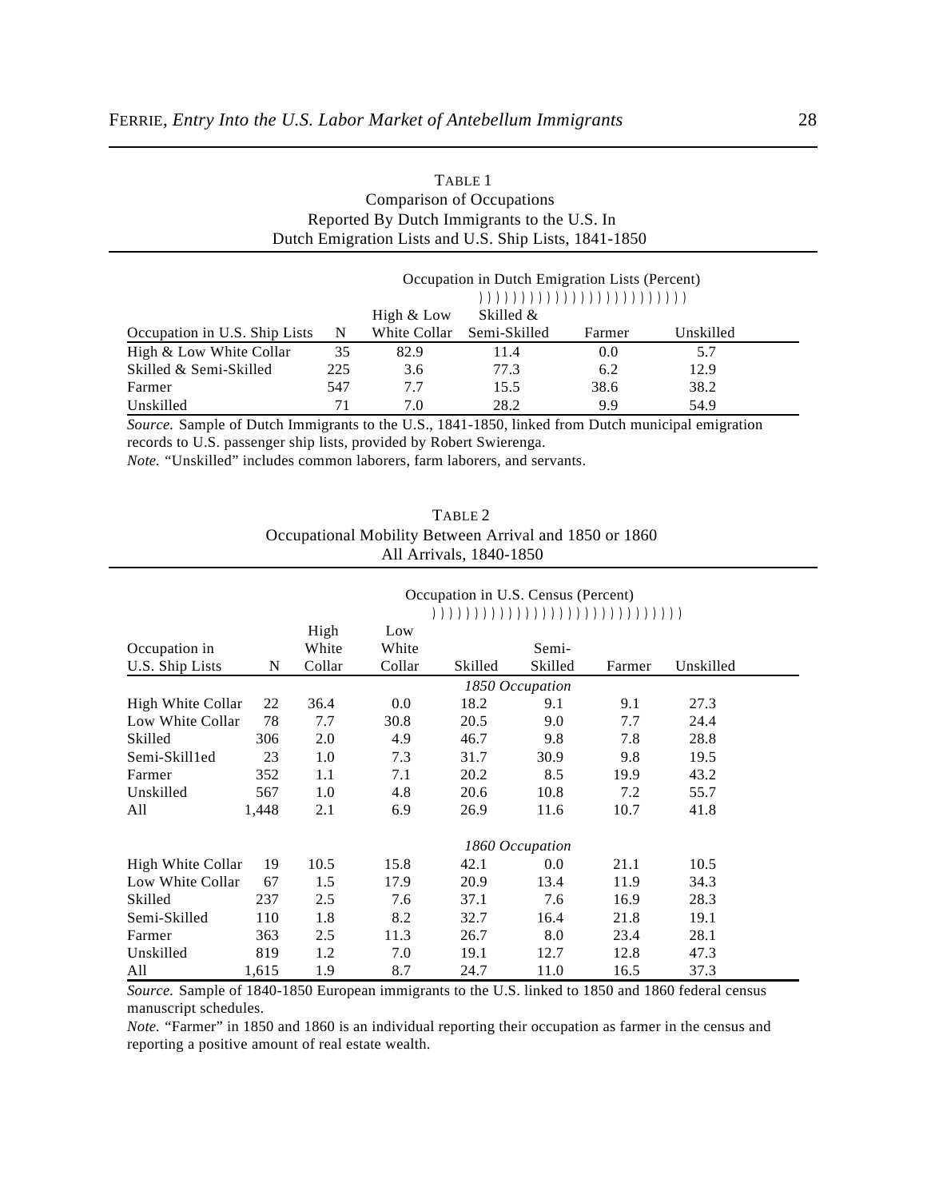TABLE 1
Comparison of Occupations
Reported By Dutch Immigrants to the U.S. In
Dutch Emigration Lists and U.S. Ship Lists, 1841-1850

| | | Occupation in Dutch Emigration Lists (Percent) | | | |
|---|---|---|---|---|---|
| Occupation in U.S. Ship Lists | N | High & Low White Collar | Skilled & Semi-Skilled | Farmer | Unskilled |
| High & Low White Collar | 35 | 82.9 | 11.4 | 0.0 | 5.7 |
| Skilled & Semi-Skilled | 225 | 3.6 | 77.3 | 6.2 | 12.9 |
| Farmer | 547 | 7.7 | 15.5 | 38.6 | 38.2 |
| Unskilled | 71 | 7.0 | 28.2 | 9.9 | 54.9 |

*Source.* Sample of Dutch Immigrants to the U.S., 1841-1850, linked from Dutch municipal emigration records to U.S. passenger ship lists, provided by Robert Swierenga.
*Note.* "Unskilled" includes common laborers, farm laborers, and servants.

TABLE 2
Occupational Mobility Between Arrival and 1850 or 1860
All Arrivals, 1840-1850

| | | Occupation in U.S. Census (Percent) | | | | | |
|---|---|---|---|---|---|---|---|
| Occupation in U.S. Ship Lists | N | High White Collar | Low White Collar | Skilled | Semi-Skilled | Farmer | Unskilled |
| | | | | *1850 Occupation* | | | |
| High White Collar | 22 | 36.4 | 0.0 | 18.2 | 9.1 | 9.1 | 27.3 |
| Low White Collar | 78 | 7.7 | 30.8 | 20.5 | 9.0 | 7.7 | 24.4 |
| Skilled | 306 | 2.0 | 4.9 | 46.7 | 9.8 | 7.8 | 28.8 |
| Semi-Skill1ed | 23 | 1.0 | 7.3 | 31.7 | 30.9 | 9.8 | 19.5 |
| Farmer | 352 | 1.1 | 7.1 | 20.2 | 8.5 | 19.9 | 43.2 |
| Unskilled | 567 | 1.0 | 4.8 | 20.6 | 10.8 | 7.2 | 55.7 |
| All | 1,448 | 2.1 | 6.9 | 26.9 | 11.6 | 10.7 | 41.8 |
| | | | | *1860 Occupation* | | | |
| High White Collar | 19 | 10.5 | 15.8 | 42.1 | 0.0 | 21.1 | 10.5 |
| Low White Collar | 67 | 1.5 | 17.9 | 20.9 | 13.4 | 11.9 | 34.3 |
| Skilled | 237 | 2.5 | 7.6 | 37.1 | 7.6 | 16.9 | 28.3 |
| Semi-Skilled | 110 | 1.8 | 8.2 | 32.7 | 16.4 | 21.8 | 19.1 |
| Farmer | 363 | 2.5 | 11.3 | 26.7 | 8.0 | 23.4 | 28.1 |
| Unskilled | 819 | 1.2 | 7.0 | 19.1 | 12.7 | 12.8 | 47.3 |
| All | 1,615 | 1.9 | 8.7 | 24.7 | 11.0 | 16.5 | 37.3 |

*Source.* Sample of 1840-1850 European immigrants to the U.S. linked to 1850 and 1860 federal census manuscript schedules.
*Note.* "Farmer" in 1850 and 1860 is an individual reporting their occupation as farmer in the census and reporting a positive amount of real estate wealth.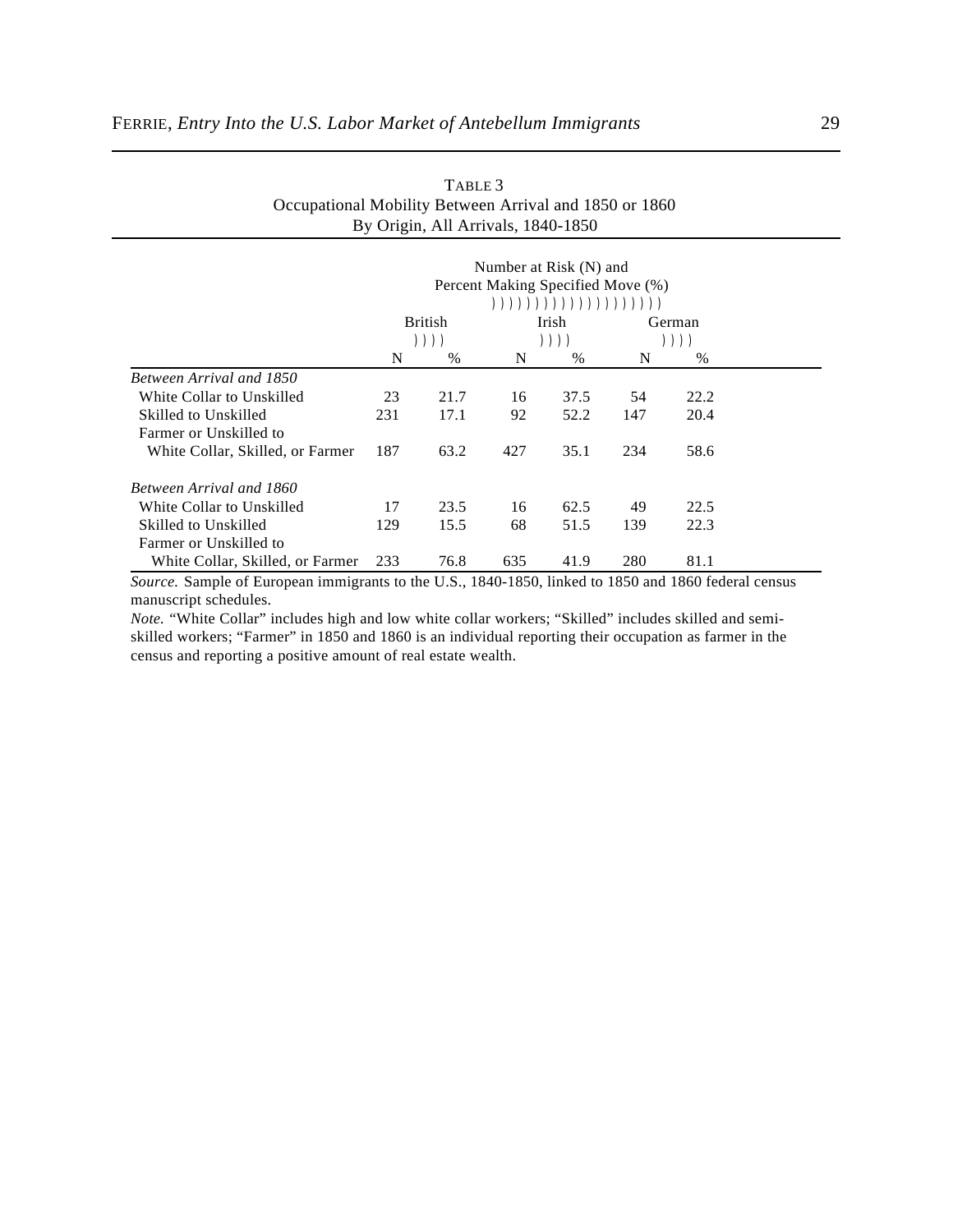TABLE 3
Occupational Mobility Between Arrival and 1850 or 1860
By Origin, All Arrivals, 1840-1850

| | Number at Risk (N) and Percent Making Specified Move (%) | | | | | |
|---|---|---|---|---|---|---|
| | British | | Irish | | German | |
| | N | % | N | % | N | % |
| *Between Arrival and 1850* | | | | | | |
| White Collar to Unskilled | 23 | 21.7 | 16 | 37.5 | 54 | 22.2 |
| Skilled to Unskilled | 231 | 17.1 | 92 | 52.2 | 147 | 20.4 |
| Farmer or Unskilled to White Collar, Skilled, or Farmer | 187 | 63.2 | 427 | 35.1 | 234 | 58.6 |
| *Between Arrival and 1860* | | | | | | |
| White Collar to Unskilled | 17 | 23.5 | 16 | 62.5 | 49 | 22.5 |
| Skilled to Unskilled | 129 | 15.5 | 68 | 51.5 | 139 | 22.3 |
| Farmer or Unskilled to White Collar, Skilled, or Farmer | 233 | 76.8 | 635 | 41.9 | 280 | 81.1 |

*Source.* Sample of European immigrants to the U.S., 1840-1850, linked to 1850 and 1860 federal census manuscript schedules.

*Note.* "White Collar" includes high and low white collar workers; "Skilled" includes skilled and semi-skilled workers; "Farmer" in 1850 and 1860 is an individual reporting their occupation as farmer in the census and reporting a positive amount of real estate wealth.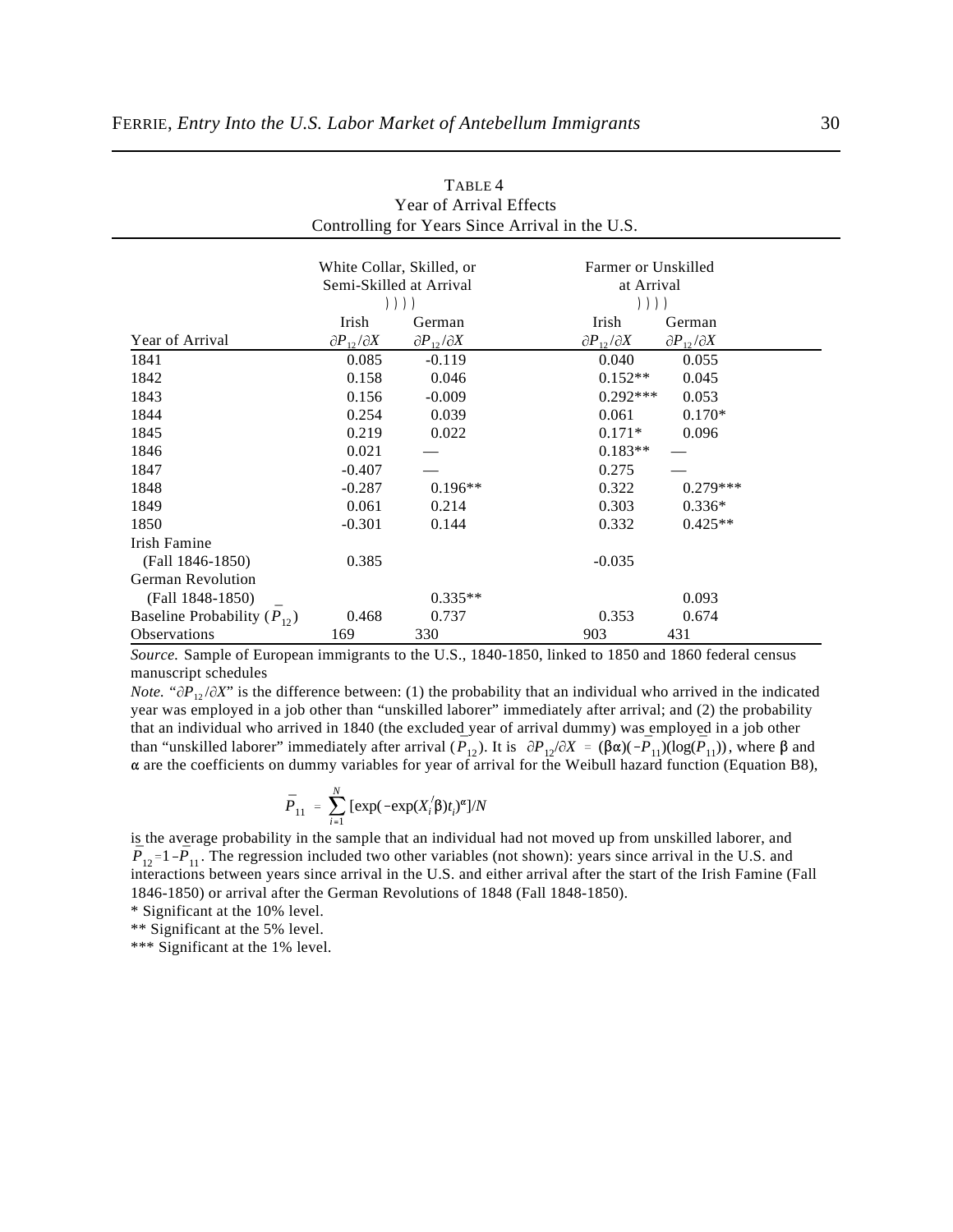TABLE 4
Year of Arrival Effects
Controlling for Years Since Arrival in the U.S.

| | White Collar, Skilled, or Semi-Skilled at Arrival | | Farmer or Unskilled at Arrival | |
|---|---|---|---|---|
| | Irish | German | Irish | German |
| Year of Arrival | $\partial P_{12}/\partial X$ | $\partial P_{12}/\partial X$ | $\partial P_{12}/\partial X$ | $\partial P_{12}/\partial X$ |
| 1841 | 0.085 | -0.119 | 0.040 | 0.055 |
| 1842 | 0.158 | 0.046 | 0.152** | 0.045 |
| 1843 | 0.156 | -0.009 | 0.292*** | 0.053 |
| 1844 | 0.254 | 0.039 | 0.061 | 0.170* |
| 1845 | 0.219 | 0.022 | 0.171* | 0.096 |
| 1846 | 0.021 | — | 0.183** | — |
| 1847 | -0.407 | — | 0.275 | — |
| 1848 | -0.287 | 0.196** | 0.322 | 0.279*** |
| 1849 | 0.061 | 0.214 | 0.303 | 0.336* |
| 1850 | -0.301 | 0.144 | 0.332 | 0.425** |
| Irish Famine (Fall 1846-1850) | 0.385 | | -0.035 | |
| German Revolution (Fall 1848-1850) | | 0.335** | | 0.093 |
| Baseline Probability ($\bar{P}_{12}$) | 0.468 | 0.737 | 0.353 | 0.674 |
| Observations | 169 | 330 | 903 | 431 |

*Source.* Sample of European immigrants to the U.S., 1840-1850, linked to 1850 and 1860 federal census manuscript schedules

*Note.* "$\partial P_{12}/\partial X$" is the difference between: (1) the probability that an individual who arrived in the indicated year was employed in a job other than "unskilled laborer" immediately after arrival; and (2) the probability that an individual who arrived in 1840 (the excluded year of arrival dummy) was employed in a job other than "unskilled laborer" immediately after arrival ($\bar{P}_{12}$). It is $\partial P_{12}/\partial X = (\beta\alpha)(-\bar{P}_{11})(\log(\bar{P}_{11}))$, where $\beta$ and $\alpha$ are the coefficients on dummy variables for year of arrival for the Weibull hazard function (Equation B8),

$$\bar{P}_{11} = \sum_{i=1}^{N} [\exp(-\exp(X_i'\beta)t_i)^{\alpha}]/N$$

is the average probability in the sample that an individual had not moved up from unskilled laborer, and $\bar{P}_{12} = 1 - \bar{P}_{11}$. The regression included two other variables (not shown): years since arrival in the U.S. and interactions between years since arrival in the U.S. and either arrival after the start of the Irish Famine (Fall 1846-1850) or arrival after the German Revolutions of 1848 (Fall 1848-1850).

\* Significant at the 10% level.

\*\* Significant at the 5% level.

\*\*\* Significant at the 1% level.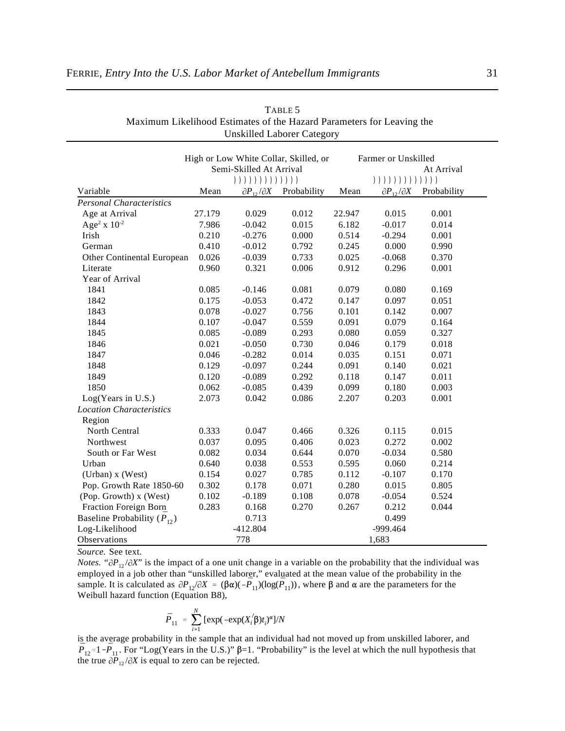TABLE 5

Maximum Likelihood Estimates of the Hazard Parameters for Leaving the Unskilled Laborer Category

| Variable | High or Low White Collar, Skilled, or Semi-Skilled At Arrival | | | Farmer or Unskilled At Arrival | | |
|---|---|---|---|---|---|---|
| | Mean | $\partial P_{12}/\partial X$ | Probability | Mean | $\partial P_{12}/\partial X$ | Probability |
| *Personal Characteristics* | | | | | | |
| Age at Arrival | 27.179 | 0.029 | 0.012 | 22.947 | 0.015 | 0.001 |
| $Age^2 \times 10^{-2}$ | 7.986 | -0.042 | 0.015 | 6.182 | -0.017 | 0.014 |
| Irish | 0.210 | -0.276 | 0.000 | 0.514 | -0.294 | 0.001 |
| German | 0.410 | -0.012 | 0.792 | 0.245 | 0.000 | 0.990 |
| Other Continental European | 0.026 | -0.039 | 0.733 | 0.025 | -0.068 | 0.370 |
| Literate | 0.960 | 0.321 | 0.006 | 0.912 | 0.296 | 0.001 |
| Year of Arrival | | | | | | |
| 1841 | 0.085 | -0.146 | 0.081 | 0.079 | 0.080 | 0.169 |
| 1842 | 0.175 | -0.053 | 0.472 | 0.147 | 0.097 | 0.051 |
| 1843 | 0.078 | -0.027 | 0.756 | 0.101 | 0.142 | 0.007 |
| 1844 | 0.107 | -0.047 | 0.559 | 0.091 | 0.079 | 0.164 |
| 1845 | 0.085 | -0.089 | 0.293 | 0.080 | 0.059 | 0.327 |
| 1846 | 0.021 | -0.050 | 0.730 | 0.046 | 0.179 | 0.018 |
| 1847 | 0.046 | -0.282 | 0.014 | 0.035 | 0.151 | 0.071 |
| 1848 | 0.129 | -0.097 | 0.244 | 0.091 | 0.140 | 0.021 |
| 1849 | 0.120 | -0.089 | 0.292 | 0.118 | 0.147 | 0.011 |
| 1850 | 0.062 | -0.085 | 0.439 | 0.099 | 0.180 | 0.003 |
| Log(Years in U.S.) | 2.073 | 0.042 | 0.086 | 2.207 | 0.203 | 0.001 |
| *Location Characteristics* | | | | | | |
| Region | | | | | | |
| North Central | 0.333 | 0.047 | 0.466 | 0.326 | 0.115 | 0.015 |
| Northwest | 0.037 | 0.095 | 0.406 | 0.023 | 0.272 | 0.002 |
| South or Far West | 0.082 | 0.034 | 0.644 | 0.070 | -0.034 | 0.580 |
| Urban | 0.640 | 0.038 | 0.553 | 0.595 | 0.060 | 0.214 |
| (Urban) x (West) | 0.154 | 0.027 | 0.785 | 0.112 | -0.107 | 0.170 |
| Pop. Growth Rate 1850-60 | 0.302 | 0.178 | 0.071 | 0.280 | 0.015 | 0.805 |
| (Pop. Growth) x (West) | 0.102 | -0.189 | 0.108 | 0.078 | -0.054 | 0.524 |
| Fraction Foreign Born | 0.283 | 0.168 | 0.270 | 0.267 | 0.212 | 0.044 |
| Baseline Probability ($\bar{P}_{12}$) | | 0.713 | | | 0.499 | |
| Log-Likelihood | | -412.804 | | | -999.464 | |
| Observations | | 778 | | | 1,683 | |

*Source.* See text.

*Notes.* "$\partial P_{12}/\partial X$" is the impact of a one unit change in a variable on the probability that the individual was employed in a job other than "unskilled laborer," evaluated at the mean value of the probability in the sample. It is calculated as $\partial P_{12}/\partial X = (\beta\alpha)(-\bar{P}_{11})(\log(\bar{P}_{11}))$, where β and α are the parameters for the Weibull hazard function (Equation B8),

$$\bar{P}_{11} = \sum_{i=1}^{N} [\exp(-\exp(X_i'\beta)t_i)^{\alpha}]/N$$

is the average probability in the sample that an individual had not moved up from unskilled laborer, and $\bar{P}_{12} = 1 - \bar{P}_{11}$. For "Log(Years in the U.S.)" β=1. "Probability" is the level at which the null hypothesis that the true $\partial P_{12}/\partial X$ is equal to zero can be rejected.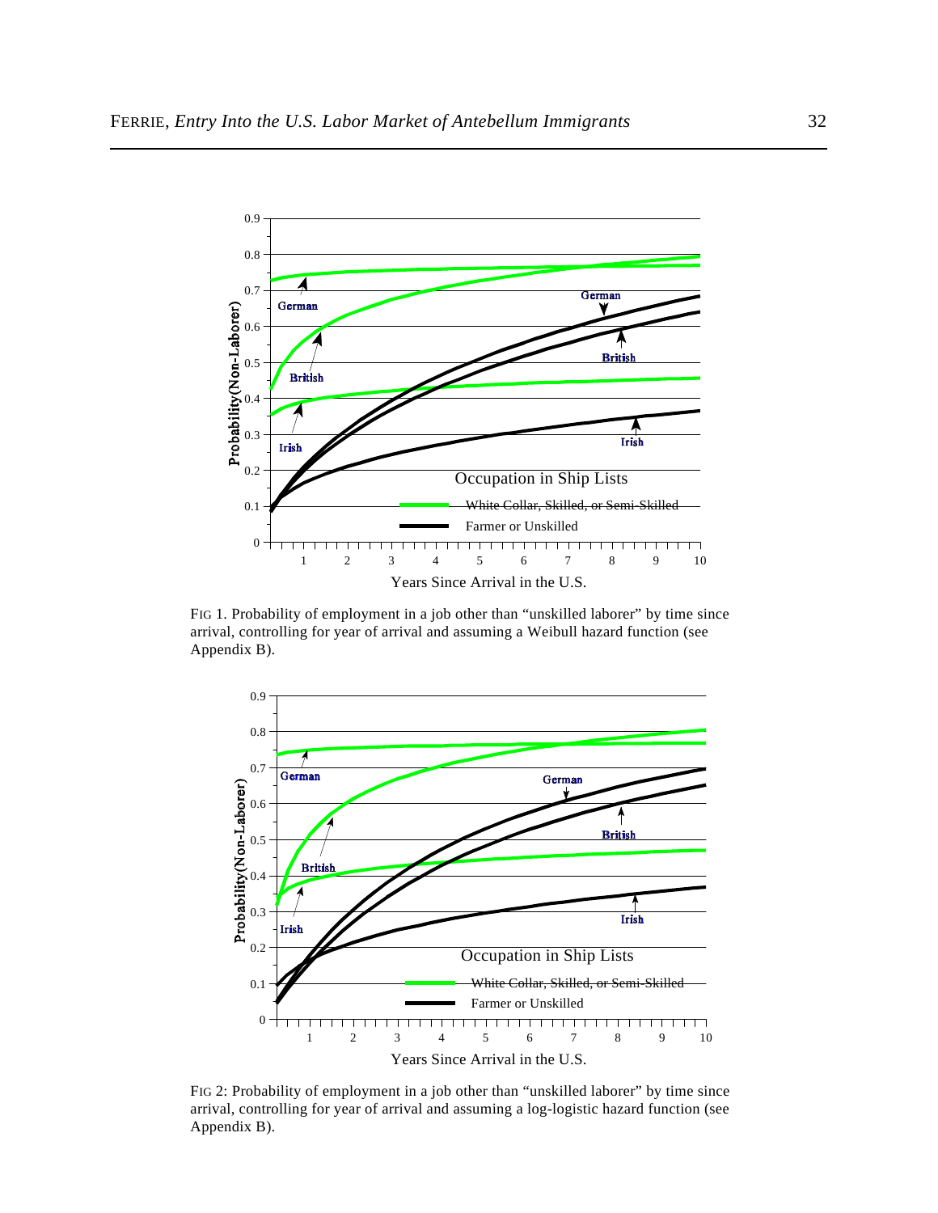0.9
0.8
0.7
0.6
0.5
0.4
0.3
0.2
0.1
0

Probability(Non-Laborer)

German
British
Irish
German
British
Irish

Occupation in Ship Lists
White Collar, Skilled, or Semi-Skilled
Farmer or Unskilled

1 2 3 4 5 6 7 8 9 10

Years Since Arrival in the U.S.

FIG 1. Probability of employment in a job other than "unskilled laborer" by time since arrival, controlling for year of arrival and assuming a Weibull hazard function (see Appendix B).

0.9
0.8
0.7
0.6
0.5
0.4
0.3
0.2
0.1
0

Probability(Non-Laborer)

German
British
Irish
German
British
Irish

Occupation in Ship Lists
White Collar, Skilled, or Semi-Skilled
Farmer or Unskilled

1 2 3 4 5 6 7 8 9 10

Years Since Arrival in the U.S.

FIG 2: Probability of employment in a job other than "unskilled laborer" by time since arrival, controlling for year of arrival and assuming a log-logistic hazard function (see Appendix B).